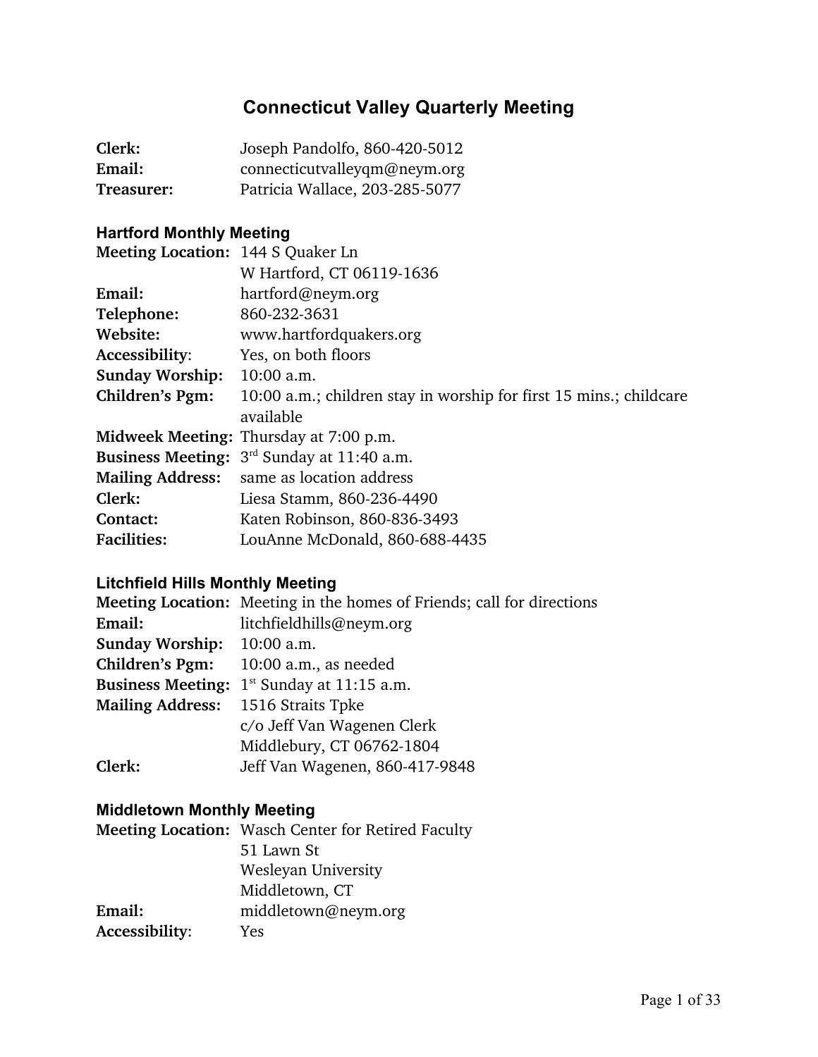# Connecticut Valley Quarterly Meeting

**Clerk:** Joseph Pandolfo, 860-420-5012
**Email:** connecticutvalleyqm@neym.org
**Treasurer:** Patricia Wallace, 203-285-5077

### Hartford Monthly Meeting

**Meeting Location:** 144 S Quaker Ln
W Hartford, CT 06119-1636
**Email:** hartford@neym.org
**Telephone:** 860-232-3631
**Website:** www.hartfordquakers.org
**Accessibility**: Yes, on both floors
**Sunday Worship:** 10:00 a.m.
**Children's Pgm:** 10:00 a.m.; children stay in worship for first 15 mins.; childcare available
**Midweek Meeting:** Thursday at 7:00 p.m.
**Business Meeting:** 3rd Sunday at 11:40 a.m.
**Mailing Address:** same as location address
**Clerk:** Liesa Stamm, 860-236-4490
**Contact:** Katen Robinson, 860-836-3493
**Facilities:** LouAnne McDonald, 860-688-4435

### Litchfield Hills Monthly Meeting

**Meeting Location:** Meeting in the homes of Friends; call for directions
**Email:** litchfieldhills@neym.org
**Sunday Worship:** 10:00 a.m.
**Children's Pgm:** 10:00 a.m., as needed
**Business Meeting:** 1st Sunday at 11:15 a.m.
**Mailing Address:** 1516 Straits Tpke
c/o Jeff Van Wagenen Clerk
Middlebury, CT 06762-1804
**Clerk:** Jeff Van Wagenen, 860-417-9848

### Middletown Monthly Meeting

**Meeting Location:** Wasch Center for Retired Faculty
51 Lawn St
Wesleyan University
Middletown, CT
**Email:** middletown@neym.org
**Accessibility**: Yes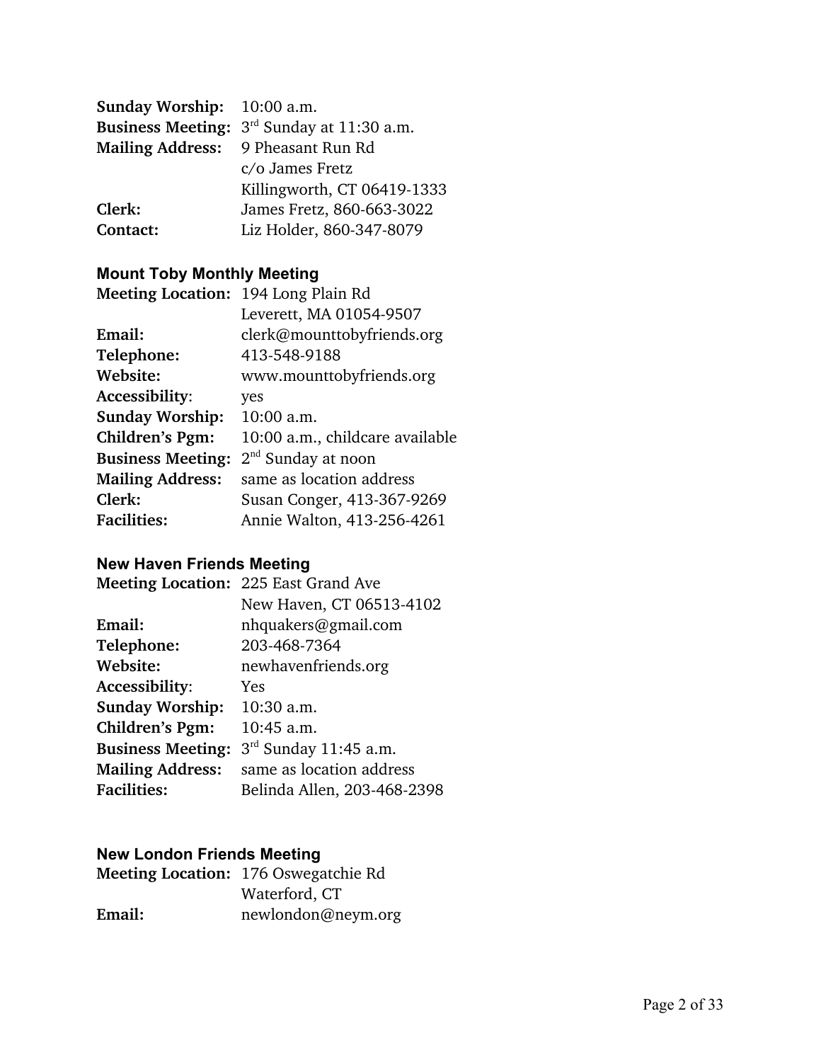**Sunday Worship:** 10:00 a.m.
**Business Meeting:** 3rd Sunday at 11:30 a.m.
**Mailing Address:** 9 Pheasant Run Rd
c/o James Fretz
Killingworth, CT 06419-1333
**Clerk:** James Fretz, 860-663-3022
**Contact:** Liz Holder, 860-347-8079

### Mount Toby Monthly Meeting

**Meeting Location:** 194 Long Plain Rd
Leverett, MA 01054-9507
**Email:** clerk@mounttobyfriends.org
**Telephone:** 413-548-9188
**Website:** www.mounttobyfriends.org
**Accessibility**: yes
**Sunday Worship:** 10:00 a.m.
**Children's Pgm:** 10:00 a.m., childcare available
**Business Meeting:** 2nd Sunday at noon
**Mailing Address:** same as location address
**Clerk:** Susan Conger, 413-367-9269
**Facilities:** Annie Walton, 413-256-4261

### New Haven Friends Meeting

**Meeting Location:** 225 East Grand Ave
New Haven, CT 06513-4102
**Email:** nhquakers@gmail.com
**Telephone:** 203-468-7364
**Website:** newhavenfriends.org
**Accessibility**: Yes
**Sunday Worship:** 10:30 a.m.
**Children's Pgm:** 10:45 a.m.
**Business Meeting:** 3rd Sunday 11:45 a.m.
**Mailing Address:** same as location address
**Facilities:** Belinda Allen, 203-468-2398

### New London Friends Meeting

**Meeting Location:** 176 Oswegatchie Rd
Waterford, CT
**Email:** newlondon@neym.org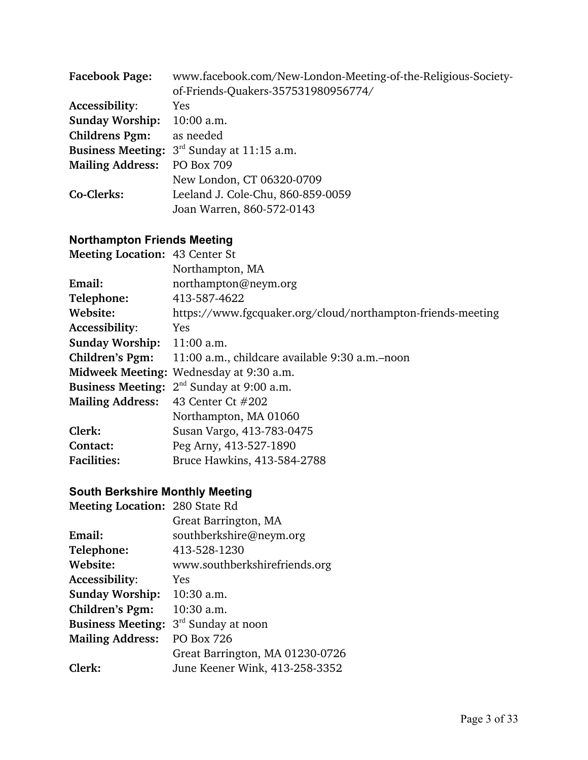**Facebook Page:** www.facebook.com/New-London-Meeting-of-the-Religious-Society-of-Friends-Quakers-357531980956774/
**Accessibility**: Yes
**Sunday Worship:** 10:00 a.m.
**Childrens Pgm:** as needed
**Business Meeting:** 3rd Sunday at 11:15 a.m.
**Mailing Address:** PO Box 709
New London, CT 06320-0709
**Co-Clerks:** Leeland J. Cole-Chu, 860-859-0059
Joan Warren, 860-572-0143

### Northampton Friends Meeting

**Meeting Location:** 43 Center St
Northampton, MA
**Email:** northampton@neym.org
**Telephone:** 413-587-4622
**Website:** https://www.fgcquaker.org/cloud/northampton-friends-meeting
**Accessibility**: Yes
**Sunday Worship:** 11:00 a.m.
**Children's Pgm:** 11:00 a.m., childcare available 9:30 a.m.–noon
**Midweek Meeting:** Wednesday at 9:30 a.m.
**Business Meeting:** 2nd Sunday at 9:00 a.m.
**Mailing Address:** 43 Center Ct #202
Northampton, MA 01060
**Clerk:** Susan Vargo, 413-783-0475
**Contact:** Peg Arny, 413-527-1890
**Facilities:** Bruce Hawkins, 413-584-2788

### South Berkshire Monthly Meeting

**Meeting Location:** 280 State Rd
Great Barrington, MA
**Email:** southberkshire@neym.org
**Telephone:** 413-528-1230
**Website:** www.southberkshirefriends.org
**Accessibility**: Yes
**Sunday Worship:** 10:30 a.m.
**Children's Pgm:** 10:30 a.m.
**Business Meeting:** 3rd Sunday at noon
**Mailing Address:** PO Box 726
Great Barrington, MA 01230-0726
**Clerk:** June Keener Wink, 413-258-3352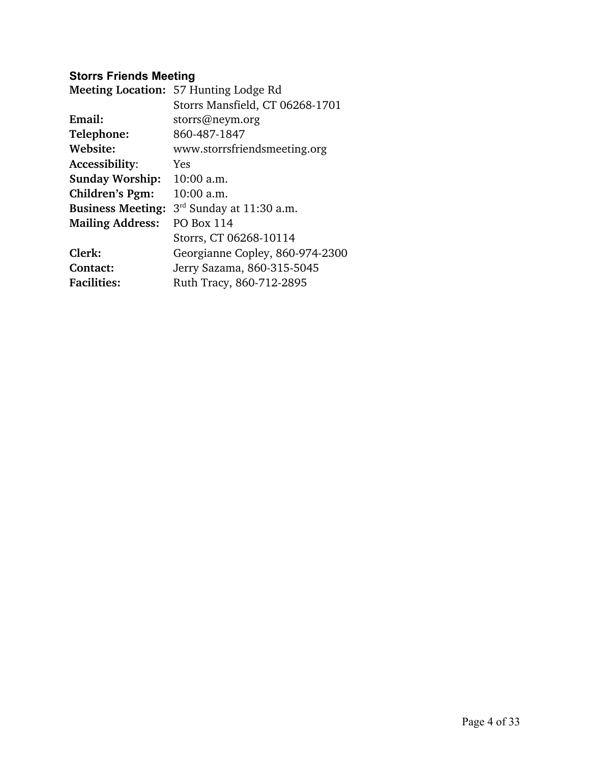### Storrs Friends Meeting

| | |
|---|---|
| **Meeting Location:** | 57 Hunting Lodge Rd<br>Storrs Mansfield, CT 06268-1701 |
| **Email:** | storrs@neym.org |
| **Telephone:** | 860-487-1847 |
| **Website:** | www.storrsfriendsmeeting.org |
| **Accessibility**: | Yes |
| **Sunday Worship:** | 10:00 a.m. |
| **Children's Pgm:** | 10:00 a.m. |
| **Business Meeting:** | 3rd Sunday at 11:30 a.m. |
| **Mailing Address:** | PO Box 114<br>Storrs, CT 06268-10114 |
| **Clerk:** | Georgianne Copley, 860-974-2300 |
| **Contact:** | Jerry Sazama, 860-315-5045 |
| **Facilities:** | Ruth Tracy, 860-712-2895 |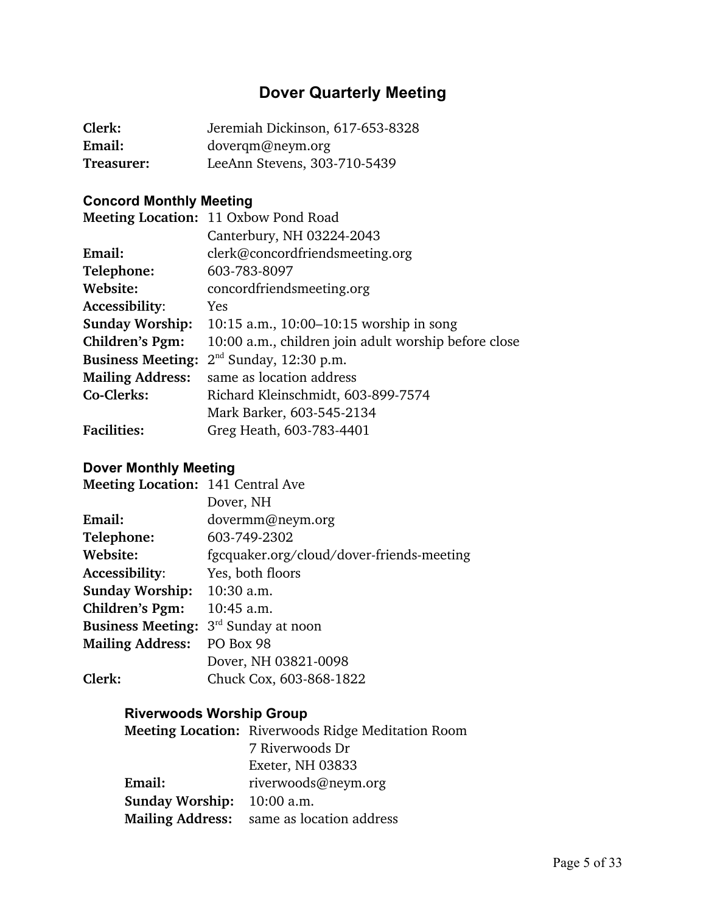# Dover Quarterly Meeting

**Clerk:** Jeremiah Dickinson, 617-653-8328
**Email:** doverqm@neym.org
**Treasurer:** LeeAnn Stevens, 303-710-5439

## Concord Monthly Meeting

**Meeting Location:** 11 Oxbow Pond Road
Canterbury, NH 03224-2043
**Email:** clerk@concordfriendsmeeting.org
**Telephone:** 603-783-8097
**Website:** concordfriendsmeeting.org
**Accessibility**: Yes
**Sunday Worship:** 10:15 a.m., 10:00–10:15 worship in song
**Children's Pgm:** 10:00 a.m., children join adult worship before close
**Business Meeting:** 2nd Sunday, 12:30 p.m.
**Mailing Address:** same as location address
**Co-Clerks:** Richard Kleinschmidt, 603-899-7574
Mark Barker, 603-545-2134
**Facilities:** Greg Heath, 603-783-4401

## Dover Monthly Meeting

**Meeting Location:** 141 Central Ave
Dover, NH
**Email:** dovermm@neym.org
**Telephone:** 603-749-2302
**Website:** fgcquaker.org/cloud/dover-friends-meeting
**Accessibility**: Yes, both floors
**Sunday Worship:** 10:30 a.m.
**Children's Pgm:** 10:45 a.m.
**Business Meeting:** 3rd Sunday at noon
**Mailing Address:** PO Box 98
Dover, NH 03821-0098
**Clerk:** Chuck Cox, 603-868-1822

### Riverwoods Worship Group

**Meeting Location:** Riverwoods Ridge Meditation Room
7 Riverwoods Dr
Exeter, NH 03833
**Email:** riverwoods@neym.org
**Sunday Worship:** 10:00 a.m.
**Mailing Address:** same as location address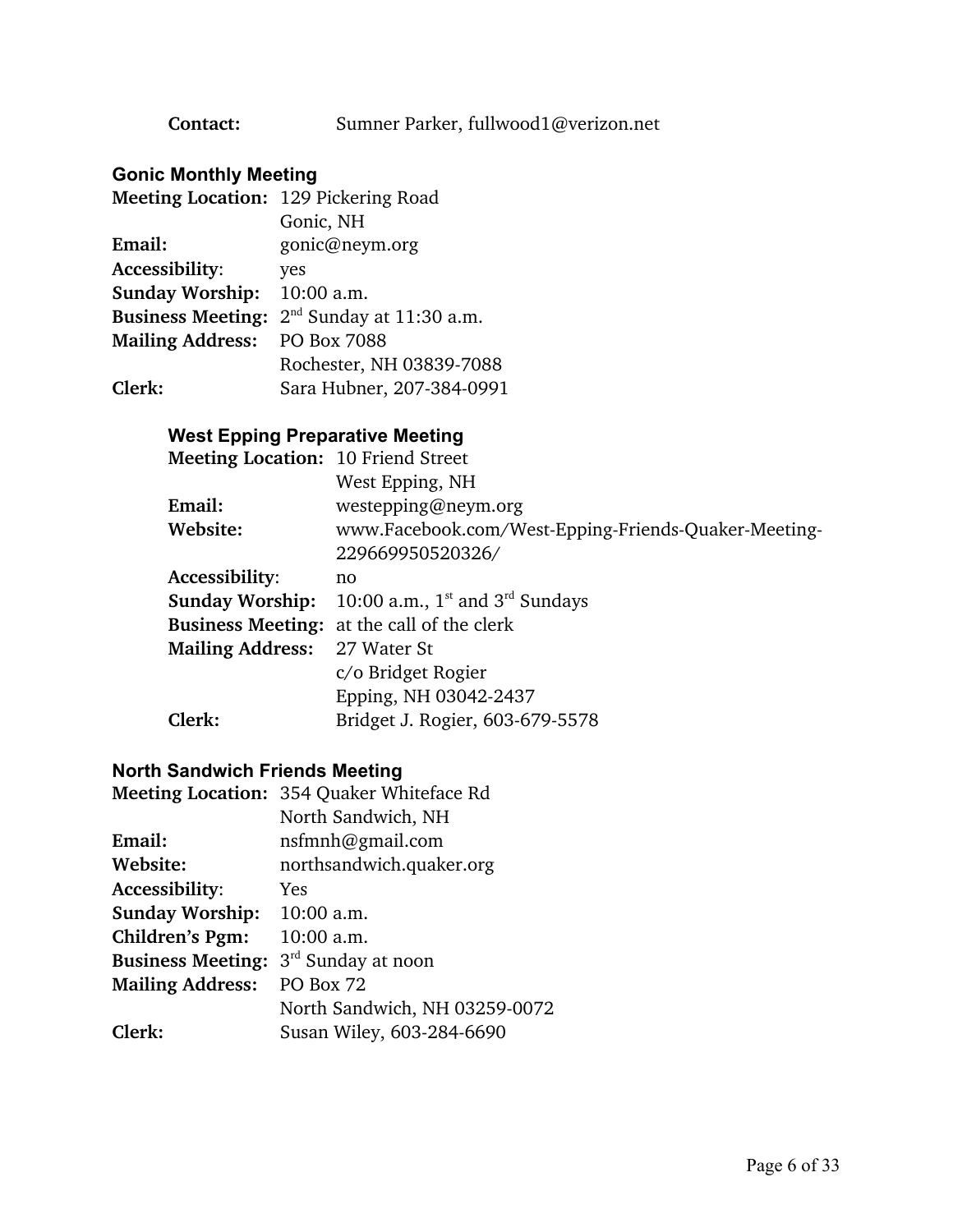**Contact:** Sumner Parker, fullwood1@verizon.net

### Gonic Monthly Meeting

**Meeting Location:** 129 Pickering Road
Gonic, NH
**Email:** gonic@neym.org
**Accessibility**: yes
**Sunday Worship:** 10:00 a.m.
**Business Meeting:** 2nd Sunday at 11:30 a.m.
**Mailing Address:** PO Box 7088
Rochester, NH 03839-7088
**Clerk:** Sara Hubner, 207-384-0991

#### West Epping Preparative Meeting

**Meeting Location:** 10 Friend Street
West Epping, NH
**Email:** westepping@neym.org
**Website:** www.Facebook.com/West-Epping-Friends-Quaker-Meeting-229669950520326/
**Accessibility**: no
**Sunday Worship:** 10:00 a.m., 1st and 3rd Sundays
**Business Meeting:** at the call of the clerk
**Mailing Address:** 27 Water St
c/o Bridget Rogier
Epping, NH 03042-2437
**Clerk:** Bridget J. Rogier, 603-679-5578

### North Sandwich Friends Meeting

**Meeting Location:** 354 Quaker Whiteface Rd
North Sandwich, NH
**Email:** nsfmnh@gmail.com
**Website:** northsandwich.quaker.org
**Accessibility**: Yes
**Sunday Worship:** 10:00 a.m.
**Children's Pgm:** 10:00 a.m.
**Business Meeting:** 3rd Sunday at noon
**Mailing Address:** PO Box 72
North Sandwich, NH 03259-0072
**Clerk:** Susan Wiley, 603-284-6690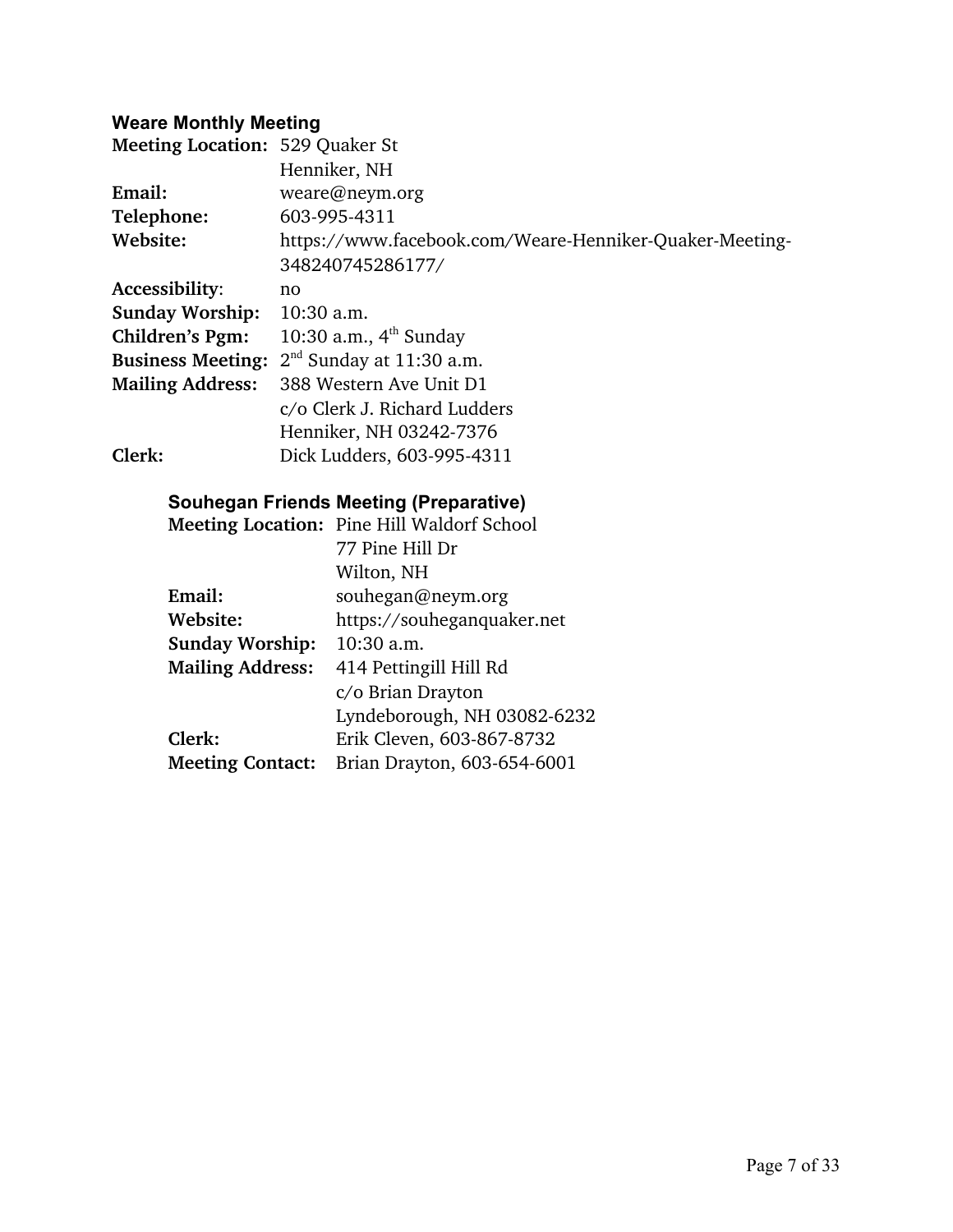### Weare Monthly Meeting

**Meeting Location:** 529 Quaker St
Henniker, NH
**Email:** weare@neym.org
**Telephone:** 603-995-4311
**Website:** https://www.facebook.com/Weare-Henniker-Quaker-Meeting-348240745286177/
**Accessibility**: no
**Sunday Worship:** 10:30 a.m.
**Children's Pgm:** 10:30 a.m., 4th Sunday
**Business Meeting:** 2nd Sunday at 11:30 a.m.
**Mailing Address:** 388 Western Ave Unit D1
c/o Clerk J. Richard Ludders
Henniker, NH 03242-7376
**Clerk:** Dick Ludders, 603-995-4311

### Souhegan Friends Meeting (Preparative)

**Meeting Location:** Pine Hill Waldorf School
77 Pine Hill Dr
Wilton, NH
**Email:** souhegan@neym.org
**Website:** https://souheganquaker.net
**Sunday Worship:** 10:30 a.m.
**Mailing Address:** 414 Pettingill Hill Rd
c/o Brian Drayton
Lyndeborough, NH 03082-6232
**Clerk:** Erik Cleven, 603-867-8732
**Meeting Contact:** Brian Drayton, 603-654-6001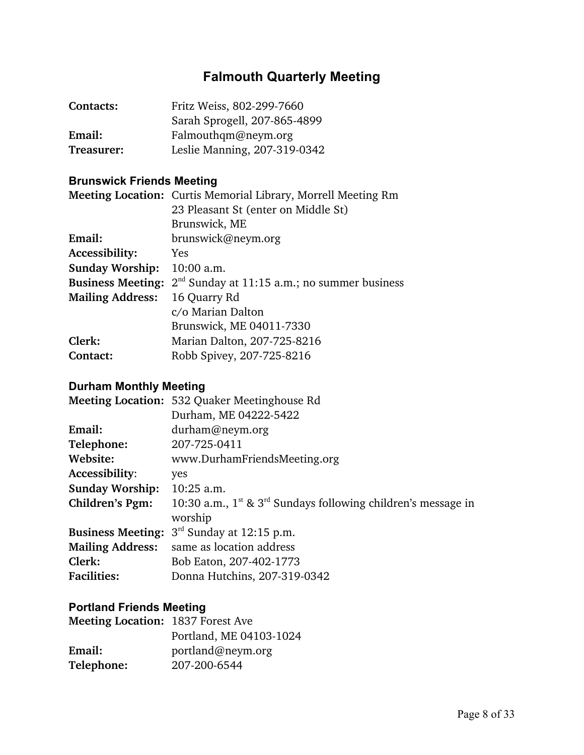# Falmouth Quarterly Meeting

| | |
|---|---|
| **Contacts:** | Fritz Weiss, 802-299-7660 |
| | Sarah Sprogell, 207-865-4899 |
| **Email:** | Falmouthqm@neym.org |
| **Treasurer:** | Leslie Manning, 207-319-0342 |

## Brunswick Friends Meeting

| | |
|---|---|
| **Meeting Location:** | Curtis Memorial Library, Morrell Meeting Rm |
| | 23 Pleasant St (enter on Middle St) |
| | Brunswick, ME |
| **Email:** | brunswick@neym.org |
| **Accessibility:** | Yes |
| **Sunday Worship:** | 10:00 a.m. |
| **Business Meeting:** | 2nd Sunday at 11:15 a.m.; no summer business |
| **Mailing Address:** | 16 Quarry Rd |
| | c/o Marian Dalton |
| | Brunswick, ME 04011-7330 |
| **Clerk:** | Marian Dalton, 207-725-8216 |
| **Contact:** | Robb Spivey, 207-725-8216 |

## Durham Monthly Meeting

| | |
|---|---|
| **Meeting Location:** | 532 Quaker Meetinghouse Rd |
| | Durham, ME 04222-5422 |
| **Email:** | durham@neym.org |
| **Telephone:** | 207-725-0411 |
| **Website:** | www.DurhamFriendsMeeting.org |
| **Accessibility**: | yes |
| **Sunday Worship:** | 10:25 a.m. |
| **Children's Pgm:** | 10:30 a.m., 1st & 3rd Sundays following children's message in worship |
| **Business Meeting:** | 3rd Sunday at 12:15 p.m. |
| **Mailing Address:** | same as location address |
| **Clerk:** | Bob Eaton, 207-402-1773 |
| **Facilities:** | Donna Hutchins, 207-319-0342 |

## Portland Friends Meeting

| | |
|---|---|
| **Meeting Location:** | 1837 Forest Ave |
| | Portland, ME 04103-1024 |
| **Email:** | portland@neym.org |
| **Telephone:** | 207-200-6544 |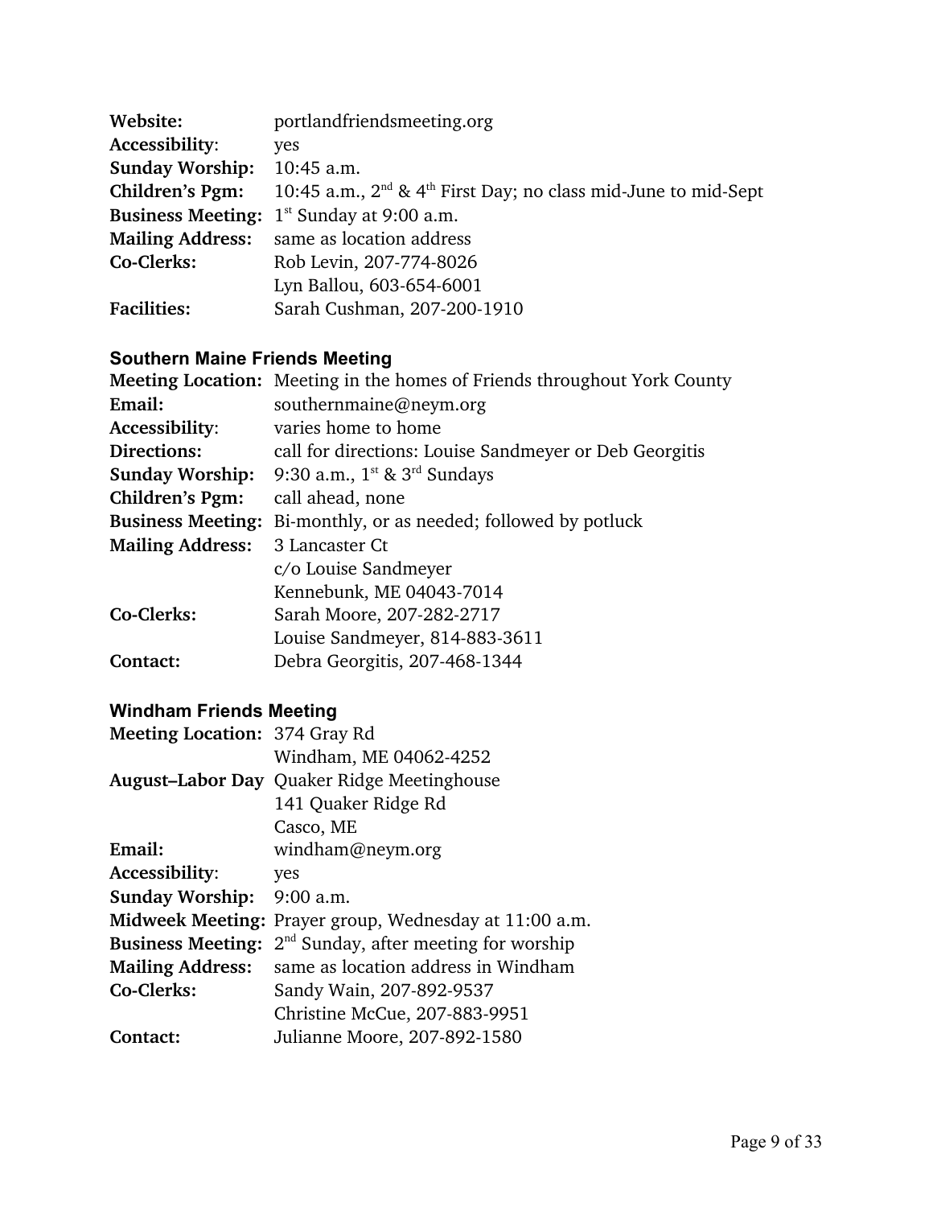**Website:** portlandfriendsmeeting.org
**Accessibility**: yes
**Sunday Worship:** 10:45 a.m.
**Children's Pgm:** 10:45 a.m., 2nd & 4th First Day; no class mid-June to mid-Sept
**Business Meeting:** 1st Sunday at 9:00 a.m.
**Mailing Address:** same as location address
**Co-Clerks:** Rob Levin, 207-774-8026
Lyn Ballou, 603-654-6001
**Facilities:** Sarah Cushman, 207-200-1910

### Southern Maine Friends Meeting

**Meeting Location:** Meeting in the homes of Friends throughout York County
**Email:** southernmaine@neym.org
**Accessibility**: varies home to home
**Directions:** call for directions: Louise Sandmeyer or Deb Georgitis
**Sunday Worship:** 9:30 a.m., 1st & 3rd Sundays
**Children's Pgm:** call ahead, none
**Business Meeting:** Bi-monthly, or as needed; followed by potluck
**Mailing Address:** 3 Lancaster Ct
c/o Louise Sandmeyer
Kennebunk, ME 04043-7014
**Co-Clerks:** Sarah Moore, 207-282-2717
Louise Sandmeyer, 814-883-3611
**Contact:** Debra Georgitis, 207-468-1344

### Windham Friends Meeting

**Meeting Location:** 374 Gray Rd
Windham, ME 04062-4252
**August–Labor Day** Quaker Ridge Meetinghouse
141 Quaker Ridge Rd
Casco, ME
**Email:** windham@neym.org
**Accessibility**: yes
**Sunday Worship:** 9:00 a.m.
**Midweek Meeting:** Prayer group, Wednesday at 11:00 a.m.
**Business Meeting:** 2nd Sunday, after meeting for worship
**Mailing Address:** same as location address in Windham
**Co-Clerks:** Sandy Wain, 207-892-9537
Christine McCue, 207-883-9951
**Contact:** Julianne Moore, 207-892-1580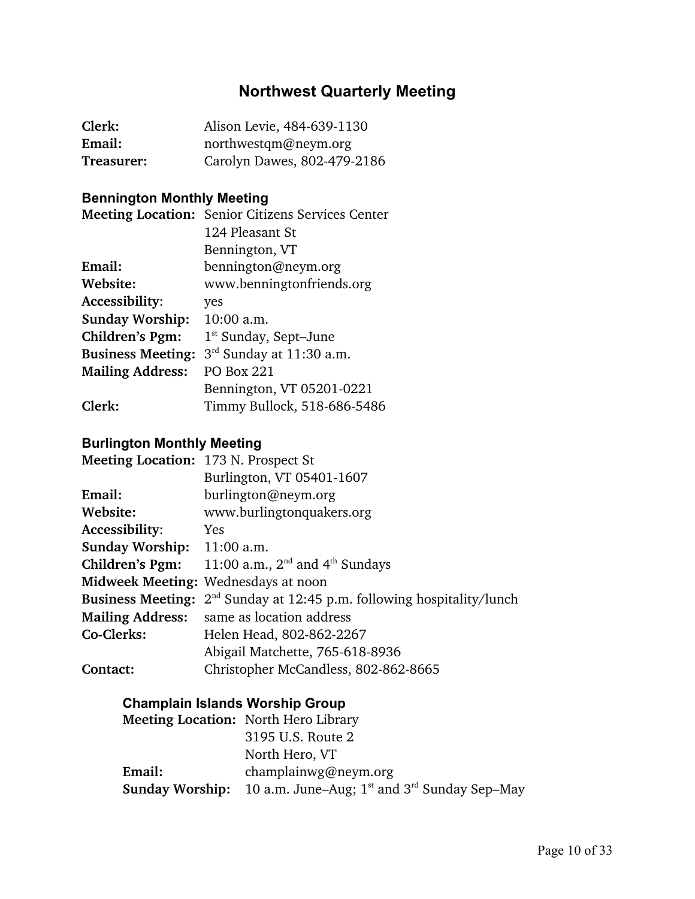# Northwest Quarterly Meeting

**Clerk:** Alison Levie, 484-639-1130
**Email:** northwestqm@neym.org
**Treasurer:** Carolyn Dawes, 802-479-2186

## Bennington Monthly Meeting

**Meeting Location:** Senior Citizens Services Center
124 Pleasant St
Bennington, VT
**Email:** bennington@neym.org
**Website:** www.benningtonfriends.org
**Accessibility**: yes
**Sunday Worship:** 10:00 a.m.
**Children's Pgm:** 1st Sunday, Sept–June
**Business Meeting:** 3rd Sunday at 11:30 a.m.
**Mailing Address:** PO Box 221
Bennington, VT 05201-0221
**Clerk:** Timmy Bullock, 518-686-5486

## Burlington Monthly Meeting

**Meeting Location:** 173 N. Prospect St
Burlington, VT 05401-1607
**Email:** burlington@neym.org
**Website:** www.burlingtonquakers.org
**Accessibility**: Yes
**Sunday Worship:** 11:00 a.m.
**Children's Pgm:** 11:00 a.m., 2nd and 4th Sundays
**Midweek Meeting:** Wednesdays at noon
**Business Meeting:** 2nd Sunday at 12:45 p.m. following hospitality/lunch
**Mailing Address:** same as location address
**Co-Clerks:** Helen Head, 802-862-2267
Abigail Matchette, 765-618-8936
**Contact:** Christopher McCandless, 802-862-8665

### Champlain Islands Worship Group

**Meeting Location:** North Hero Library
3195 U.S. Route 2
North Hero, VT
**Email:** champlainwg@neym.org
**Sunday Worship:** 10 a.m. June–Aug; 1st and 3rd Sunday Sep–May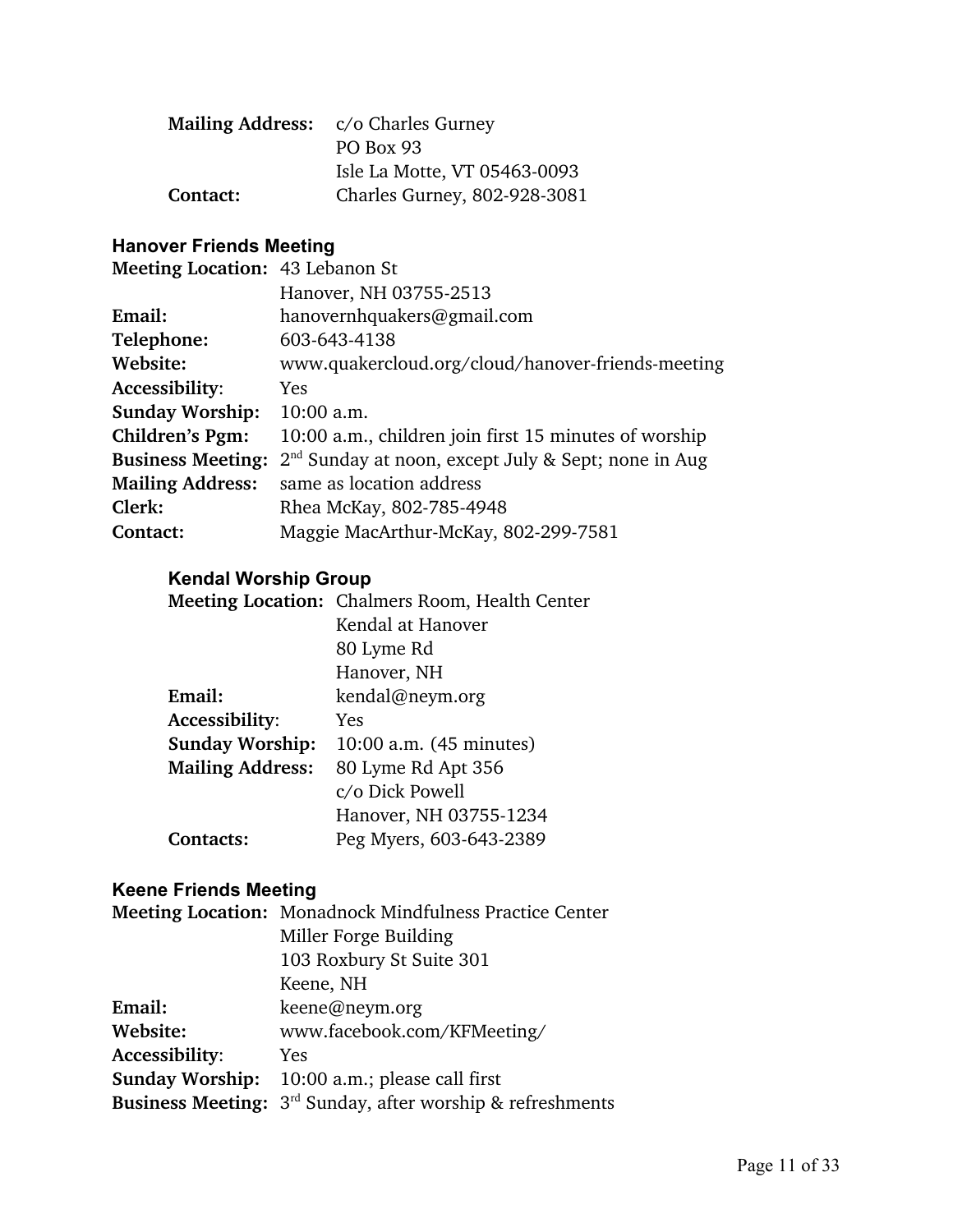**Mailing Address:** c/o Charles Gurney
PO Box 93
Isle La Motte, VT 05463-0093
**Contact:** Charles Gurney, 802-928-3081

### Hanover Friends Meeting

**Meeting Location:** 43 Lebanon St
Hanover, NH 03755-2513
**Email:** hanovernhquakers@gmail.com
**Telephone:** 603-643-4138
**Website:** www.quakercloud.org/cloud/hanover-friends-meeting
**Accessibility**: Yes
**Sunday Worship:** 10:00 a.m.
**Children's Pgm:** 10:00 a.m., children join first 15 minutes of worship
**Business Meeting:** 2nd Sunday at noon, except July & Sept; none in Aug
**Mailing Address:** same as location address
**Clerk:** Rhea McKay, 802-785-4948
**Contact:** Maggie MacArthur-McKay, 802-299-7581

#### Kendal Worship Group

**Meeting Location:** Chalmers Room, Health Center
Kendal at Hanover
80 Lyme Rd
Hanover, NH
**Email:** kendal@neym.org
**Accessibility**: Yes
**Sunday Worship:** 10:00 a.m. (45 minutes)
**Mailing Address:** 80 Lyme Rd Apt 356
c/o Dick Powell
Hanover, NH 03755-1234
**Contacts:** Peg Myers, 603-643-2389

### Keene Friends Meeting

**Meeting Location:** Monadnock Mindfulness Practice Center
Miller Forge Building
103 Roxbury St Suite 301
Keene, NH
**Email:** keene@neym.org
**Website:** www.facebook.com/KFMeeting/
**Accessibility**: Yes
**Sunday Worship:** 10:00 a.m.; please call first
**Business Meeting:** 3rd Sunday, after worship & refreshments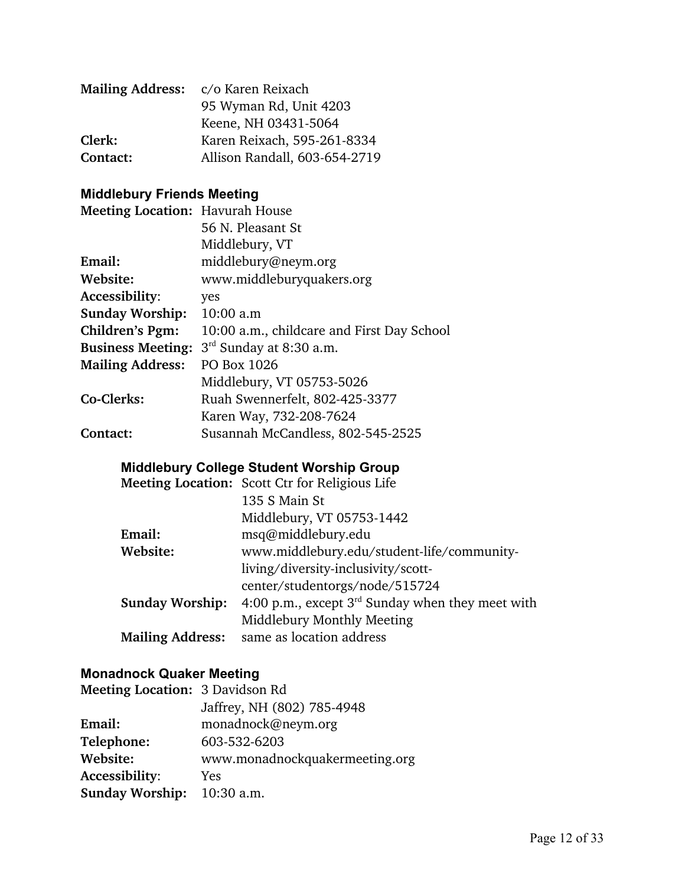**Mailing Address:** c/o Karen Reixach
95 Wyman Rd, Unit 4203
Keene, NH 03431-5064
**Clerk:** Karen Reixach, 595-261-8334
**Contact:** Allison Randall, 603-654-2719

### Middlebury Friends Meeting

**Meeting Location:** Havurah House
56 N. Pleasant St
Middlebury, VT
**Email:** middlebury@neym.org
**Website:** www.middleburyquakers.org
**Accessibility**: yes
**Sunday Worship:** 10:00 a.m
**Children's Pgm:** 10:00 a.m., childcare and First Day School
**Business Meeting:** 3rd Sunday at 8:30 a.m.
**Mailing Address:** PO Box 1026
Middlebury, VT 05753-5026
**Co-Clerks:** Ruah Swennerfelt, 802-425-3377
Karen Way, 732-208-7624
**Contact:** Susannah McCandless, 802-545-2525

#### Middlebury College Student Worship Group

**Meeting Location:** Scott Ctr for Religious Life
135 S Main St
Middlebury, VT 05753-1442
**Email:** msq@middlebury.edu
**Website:** www.middlebury.edu/student-life/community-living/diversity-inclusivity/scott-center/studentorgs/node/515724
**Sunday Worship:** 4:00 p.m., except 3rd Sunday when they meet with Middlebury Monthly Meeting
**Mailing Address:** same as location address

### Monadnock Quaker Meeting

**Meeting Location:** 3 Davidson Rd
Jaffrey, NH (802) 785-4948
**Email:** monadnock@neym.org
**Telephone:** 603-532-6203
**Website:** www.monadnockquakermeeting.org
**Accessibility**: Yes
**Sunday Worship:** 10:30 a.m.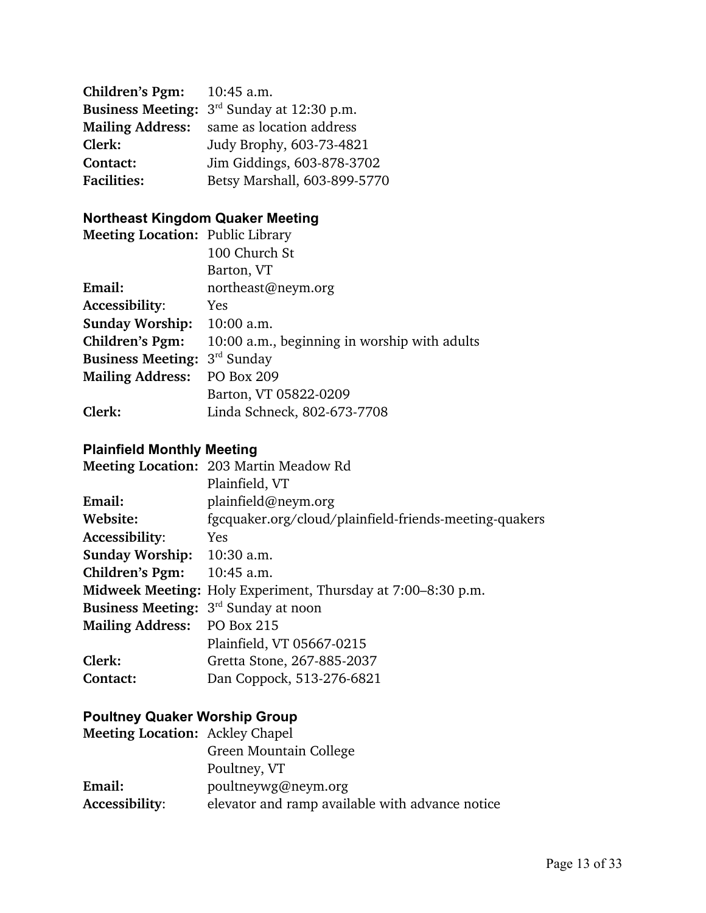**Children's Pgm:** 10:45 a.m.
**Business Meeting:** 3rd Sunday at 12:30 p.m.
**Mailing Address:** same as location address
**Clerk:** Judy Brophy, 603-73-4821
**Contact:** Jim Giddings, 603-878-3702
**Facilities:** Betsy Marshall, 603-899-5770

### Northeast Kingdom Quaker Meeting

**Meeting Location:** Public Library
100 Church St
Barton, VT
**Email:** northeast@neym.org
**Accessibility**: Yes
**Sunday Worship:** 10:00 a.m.
**Children's Pgm:** 10:00 a.m., beginning in worship with adults
**Business Meeting:** 3rd Sunday
**Mailing Address:** PO Box 209
Barton, VT 05822-0209
**Clerk:** Linda Schneck, 802-673-7708

### Plainfield Monthly Meeting

**Meeting Location:** 203 Martin Meadow Rd
Plainfield, VT
**Email:** plainfield@neym.org
**Website:** fgcquaker.org/cloud/plainfield-friends-meeting-quakers
**Accessibility**: Yes
**Sunday Worship:** 10:30 a.m.
**Children's Pgm:** 10:45 a.m.
**Midweek Meeting:** Holy Experiment, Thursday at 7:00–8:30 p.m.
**Business Meeting:** 3rd Sunday at noon
**Mailing Address:** PO Box 215
Plainfield, VT 05667-0215
**Clerk:** Gretta Stone, 267-885-2037
**Contact:** Dan Coppock, 513-276-6821

### Poultney Quaker Worship Group

**Meeting Location:** Ackley Chapel
Green Mountain College
Poultney, VT
**Email:** poultneywg@neym.org
**Accessibility**: elevator and ramp available with advance notice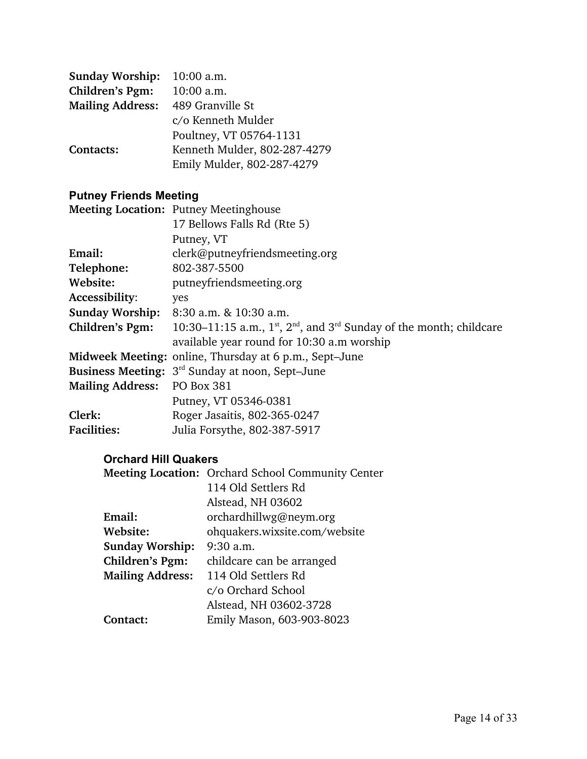**Sunday Worship:** 10:00 a.m.
**Children's Pgm:** 10:00 a.m.
**Mailing Address:** 489 Granville St
c/o Kenneth Mulder
Poultney, VT 05764-1131
**Contacts:** Kenneth Mulder, 802-287-4279
Emily Mulder, 802-287-4279

### Putney Friends Meeting

**Meeting Location:** Putney Meetinghouse
17 Bellows Falls Rd (Rte 5)
Putney, VT
**Email:** clerk@putneyfriendsmeeting.org
**Telephone:** 802-387-5500
**Website:** putneyfriendsmeeting.org
**Accessibility**: yes
**Sunday Worship:** 8:30 a.m. & 10:30 a.m.
**Children's Pgm:** 10:30–11:15 a.m., 1st, 2nd, and 3rd Sunday of the month; childcare available year round for 10:30 a.m worship
**Midweek Meeting:** online, Thursday at 6 p.m., Sept–June
**Business Meeting:** 3rd Sunday at noon, Sept–June
**Mailing Address:** PO Box 381
Putney, VT 05346-0381
**Clerk:** Roger Jasaitis, 802-365-0247
**Facilities:** Julia Forsythe, 802-387-5917

#### Orchard Hill Quakers

**Meeting Location:** Orchard School Community Center
114 Old Settlers Rd
Alstead, NH 03602
**Email:** orchardhillwg@neym.org
**Website:** ohquakers.wixsite.com/website
**Sunday Worship:** 9:30 a.m.
**Children's Pgm:** childcare can be arranged
**Mailing Address:** 114 Old Settlers Rd
c/o Orchard School
Alstead, NH 03602-3728
**Contact:** Emily Mason, 603-903-8023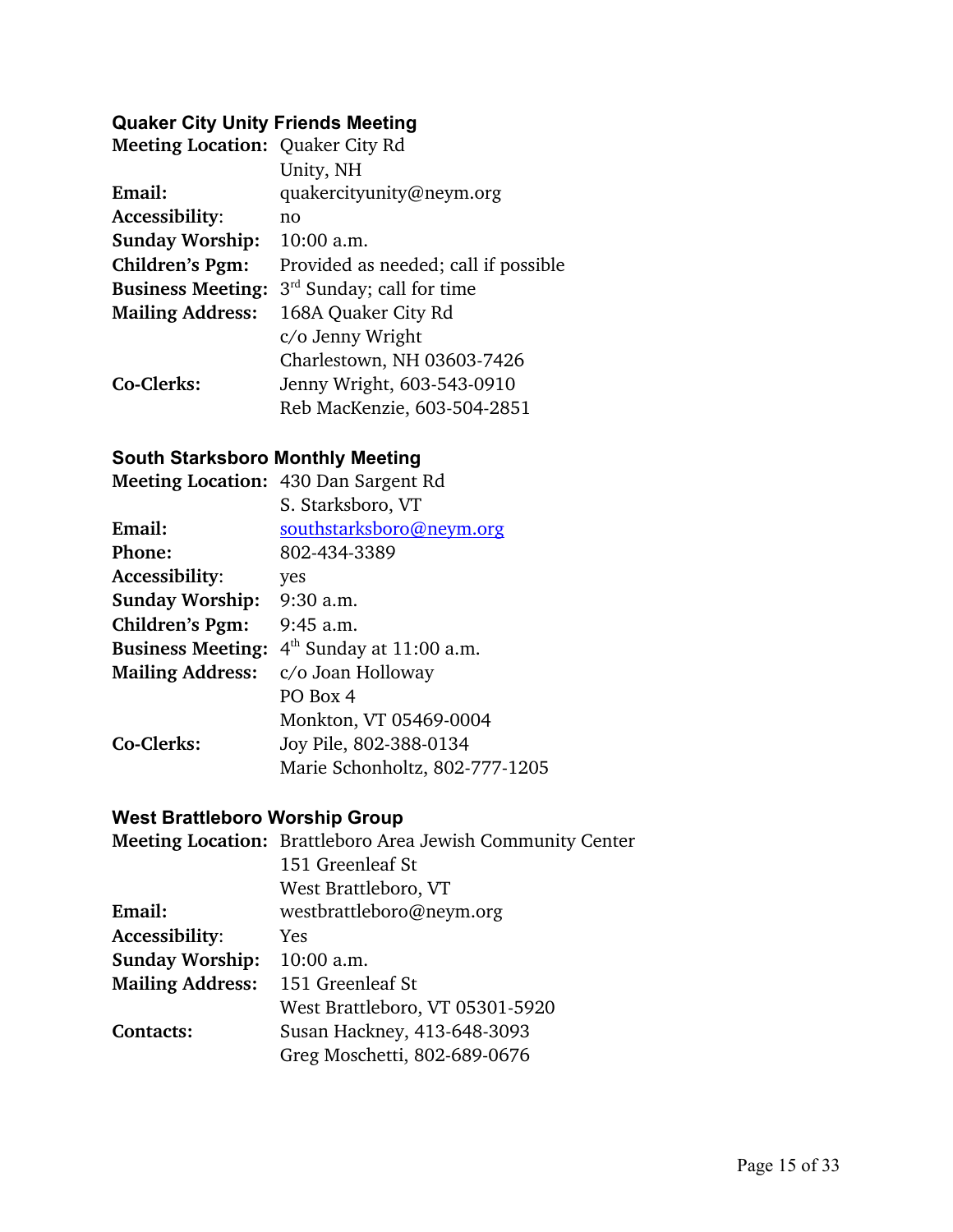### Quaker City Unity Friends Meeting

**Meeting Location:** Quaker City Rd
Unity, NH
**Email:** quakercityunity@neym.org
**Accessibility**: no
**Sunday Worship:** 10:00 a.m.
**Children's Pgm:** Provided as needed; call if possible
**Business Meeting:** 3rd Sunday; call for time
**Mailing Address:** 168A Quaker City Rd
c/o Jenny Wright
Charlestown, NH 03603-7426
**Co-Clerks:** Jenny Wright, 603-543-0910
Reb MacKenzie, 603-504-2851

### South Starksboro Monthly Meeting

**Meeting Location:** 430 Dan Sargent Rd
S. Starksboro, VT
**Email:** southstarksboro@neym.org
**Phone:** 802-434-3389
**Accessibility**: yes
**Sunday Worship:** 9:30 a.m.
**Children's Pgm:** 9:45 a.m.
**Business Meeting:** 4th Sunday at 11:00 a.m.
**Mailing Address:** c/o Joan Holloway
PO Box 4
Monkton, VT 05469-0004
**Co-Clerks:** Joy Pile, 802-388-0134
Marie Schonholtz, 802-777-1205

### West Brattleboro Worship Group

**Meeting Location:** Brattleboro Area Jewish Community Center
151 Greenleaf St
West Brattleboro, VT
**Email:** westbrattleboro@neym.org
**Accessibility**: Yes
**Sunday Worship:** 10:00 a.m.
**Mailing Address:** 151 Greenleaf St
West Brattleboro, VT 05301-5920
**Contacts:** Susan Hackney, 413-648-3093
Greg Moschetti, 802-689-0676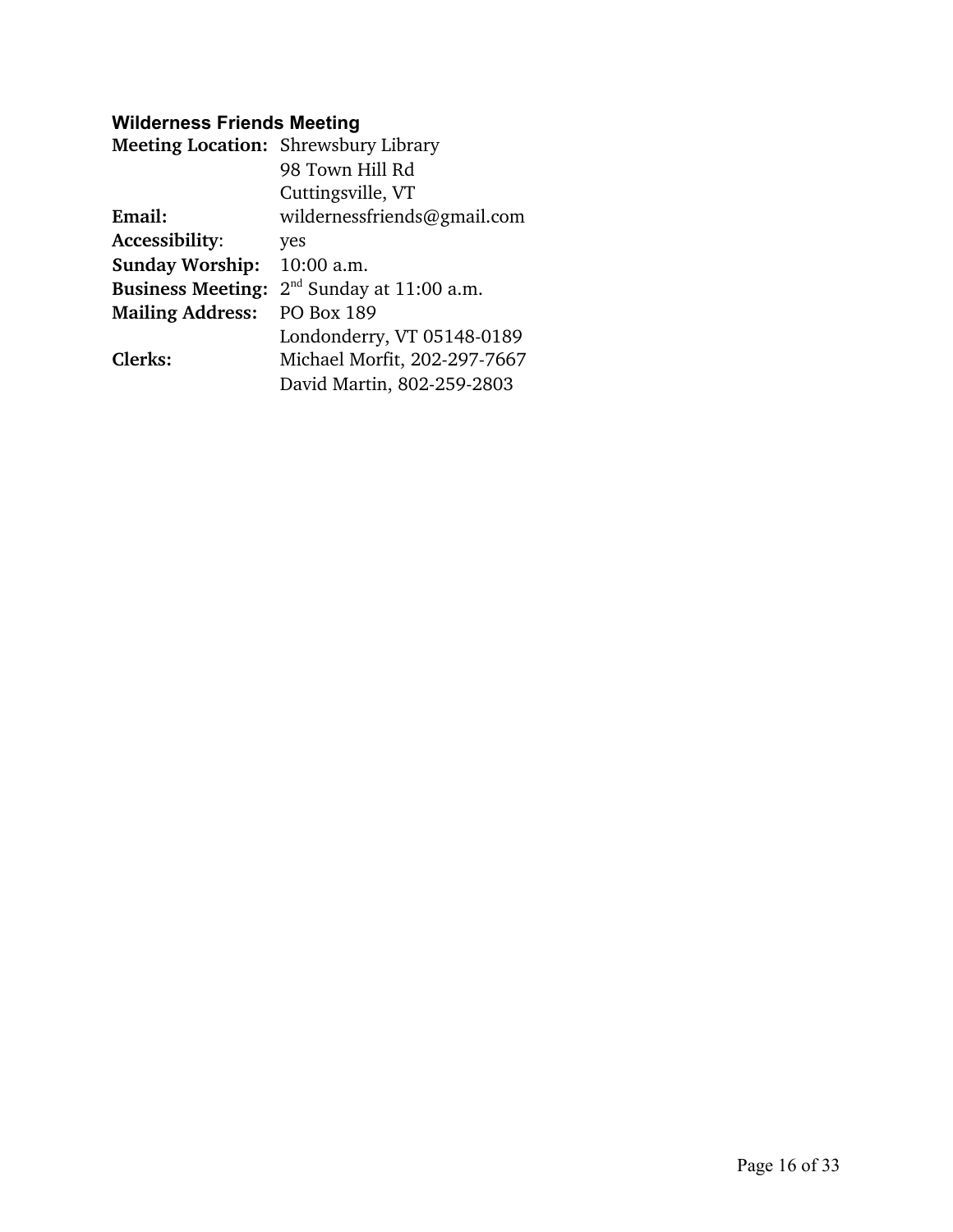### Wilderness Friends Meeting

| | |
|---|---|
| **Meeting Location:** | Shrewsbury Library<br>98 Town Hill Rd<br>Cuttingsville, VT |
| **Email:** | wildernessfriends@gmail.com |
| **Accessibility**: | yes |
| **Sunday Worship:** | 10:00 a.m. |
| **Business Meeting:** | 2nd Sunday at 11:00 a.m. |
| **Mailing Address:** | PO Box 189<br>Londonderry, VT 05148-0189 |
| **Clerks:** | Michael Morfit, 202-297-7667<br>David Martin, 802-259-2803 |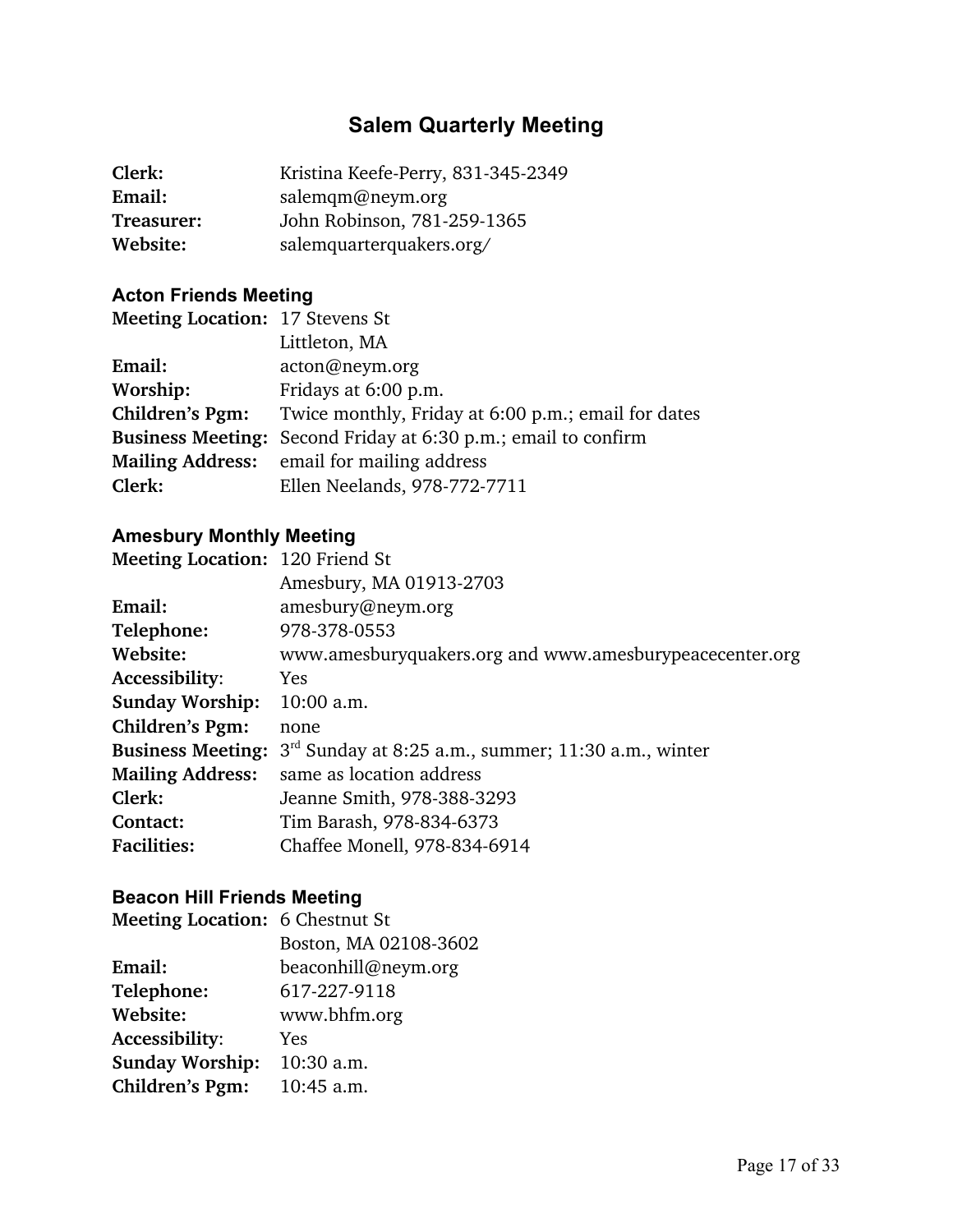## Salem Quarterly Meeting

**Clerk:** Kristina Keefe-Perry, 831-345-2349
**Email:** salemqm@neym.org
**Treasurer:** John Robinson, 781-259-1365
**Website:** salemquarterquakers.org/

### Acton Friends Meeting

**Meeting Location:** 17 Stevens St
Littleton, MA
**Email:** acton@neym.org
**Worship:** Fridays at 6:00 p.m.
**Children's Pgm:** Twice monthly, Friday at 6:00 p.m.; email for dates
**Business Meeting:** Second Friday at 6:30 p.m.; email to confirm
**Mailing Address:** email for mailing address
**Clerk:** Ellen Neelands, 978-772-7711

### Amesbury Monthly Meeting

**Meeting Location:** 120 Friend St
Amesbury, MA 01913-2703
**Email:** amesbury@neym.org
**Telephone:** 978-378-0553
**Website:** www.amesburyquakers.org and www.amesburypeacecenter.org
**Accessibility**: Yes
**Sunday Worship:** 10:00 a.m.
**Children's Pgm:** none
**Business Meeting:** 3rd Sunday at 8:25 a.m., summer; 11:30 a.m., winter
**Mailing Address:** same as location address
**Clerk:** Jeanne Smith, 978-388-3293
**Contact:** Tim Barash, 978-834-6373
**Facilities:** Chaffee Monell, 978-834-6914

### Beacon Hill Friends Meeting

**Meeting Location:** 6 Chestnut St
Boston, MA 02108-3602
**Email:** beaconhill@neym.org
**Telephone:** 617-227-9118
**Website:** www.bhfm.org
**Accessibility**: Yes
**Sunday Worship:** 10:30 a.m.
**Children's Pgm:** 10:45 a.m.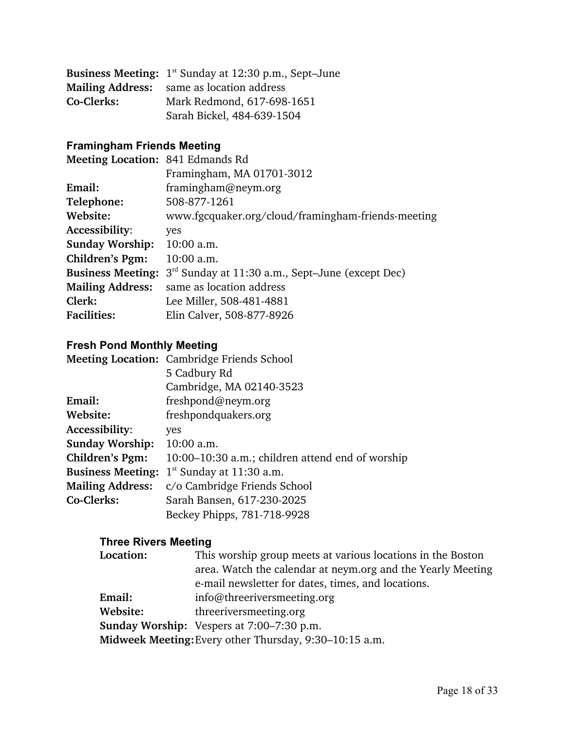**Business Meeting:** 1st Sunday at 12:30 p.m., Sept–June
**Mailing Address:** same as location address
**Co-Clerks:** Mark Redmond, 617-698-1651
Sarah Bickel, 484-639-1504

### Framingham Friends Meeting

**Meeting Location:** 841 Edmands Rd
Framingham, MA 01701-3012
**Email:** framingham@neym.org
**Telephone:** 508-877-1261
**Website:** www.fgcquaker.org/cloud/framingham-friends-meeting
**Accessibility:** yes
**Sunday Worship:** 10:00 a.m.
**Children's Pgm:** 10:00 a.m.
**Business Meeting:** 3rd Sunday at 11:30 a.m., Sept–June (except Dec)
**Mailing Address:** same as location address
**Clerk:** Lee Miller, 508-481-4881
**Facilities:** Elin Calver, 508-877-8926

### Fresh Pond Monthly Meeting

**Meeting Location:** Cambridge Friends School
5 Cadbury Rd
Cambridge, MA 02140-3523
**Email:** freshpond@neym.org
**Website:** freshpondquakers.org
**Accessibility:** yes
**Sunday Worship:** 10:00 a.m.
**Children's Pgm:** 10:00–10:30 a.m.; children attend end of worship
**Business Meeting:** 1st Sunday at 11:30 a.m.
**Mailing Address:** c/o Cambridge Friends School
**Co-Clerks:** Sarah Bansen, 617-230-2025
Beckey Phipps, 781-718-9928

#### Three Rivers Meeting

**Location:** This worship group meets at various locations in the Boston area. Watch the calendar at neym.org and the Yearly Meeting e-mail newsletter for dates, times, and locations.
**Email:** info@threeriversmeeting.org
**Website:** threeriversmeeting.org
**Sunday Worship:** Vespers at 7:00–7:30 p.m.
**Midweek Meeting:** Every other Thursday, 9:30–10:15 a.m.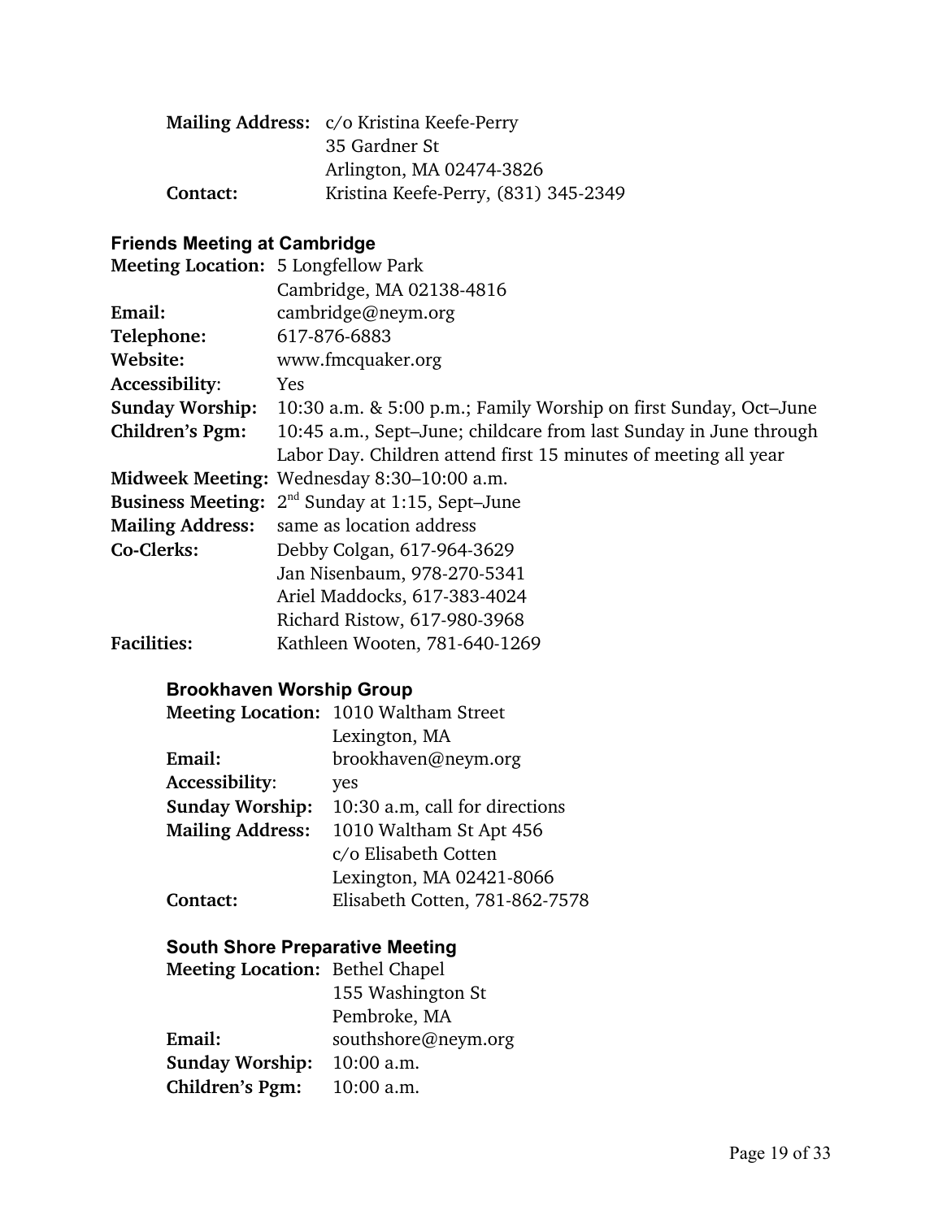**Mailing Address:** c/o Kristina Keefe-Perry
35 Gardner St
Arlington, MA 02474-3826
**Contact:** Kristina Keefe-Perry, (831) 345-2349

### Friends Meeting at Cambridge

**Meeting Location:** 5 Longfellow Park
Cambridge, MA 02138-4816
**Email:** cambridge@neym.org
**Telephone:** 617-876-6883
**Website:** www.fmcquaker.org
**Accessibility:** Yes
**Sunday Worship:** 10:30 a.m. & 5:00 p.m.; Family Worship on first Sunday, Oct–June
**Children's Pgm:** 10:45 a.m., Sept–June; childcare from last Sunday in June through Labor Day. Children attend first 15 minutes of meeting all year
**Midweek Meeting:** Wednesday 8:30–10:00 a.m.
**Business Meeting:** 2nd Sunday at 1:15, Sept–June
**Mailing Address:** same as location address
**Co-Clerks:** Debby Colgan, 617-964-3629
Jan Nisenbaum, 978-270-5341
Ariel Maddocks, 617-383-4024
Richard Ristow, 617-980-3968
**Facilities:** Kathleen Wooten, 781-640-1269

#### Brookhaven Worship Group

**Meeting Location:** 1010 Waltham Street
Lexington, MA
**Email:** brookhaven@neym.org
**Accessibility:** yes
**Sunday Worship:** 10:30 a.m, call for directions
**Mailing Address:** 1010 Waltham St Apt 456
c/o Elisabeth Cotten
Lexington, MA 02421-8066
**Contact:** Elisabeth Cotten, 781-862-7578

#### South Shore Preparative Meeting

**Meeting Location:** Bethel Chapel
155 Washington St
Pembroke, MA
**Email:** southshore@neym.org
**Sunday Worship:** 10:00 a.m.
**Children's Pgm:** 10:00 a.m.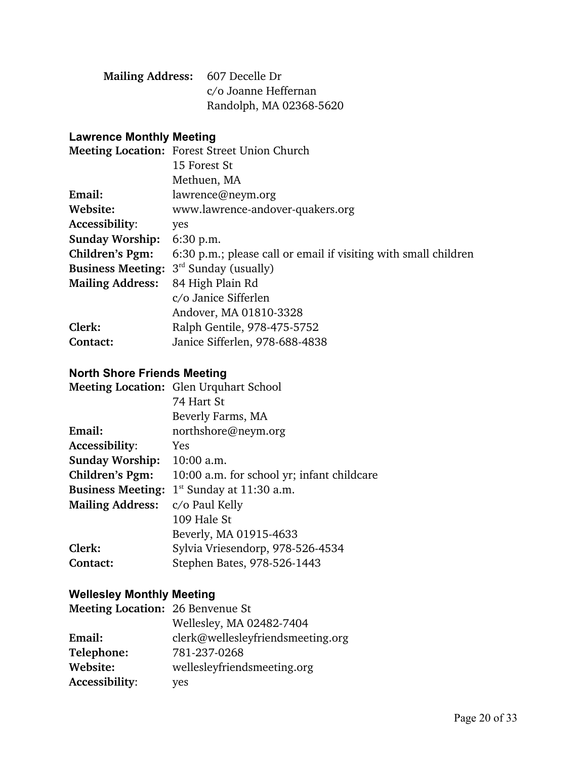**Mailing Address:** 607 Decelle Dr
c/o Joanne Heffernan
Randolph, MA 02368-5620

### Lawrence Monthly Meeting

**Meeting Location:** Forest Street Union Church
15 Forest St
Methuen, MA
**Email:** lawrence@neym.org
**Website:** www.lawrence-andover-quakers.org
**Accessibility**: yes
**Sunday Worship:** 6:30 p.m.
**Children's Pgm:** 6:30 p.m.; please call or email if visiting with small children
**Business Meeting:** 3rd Sunday (usually)
**Mailing Address:** 84 High Plain Rd
c/o Janice Sifferlen
Andover, MA 01810-3328
**Clerk:** Ralph Gentile, 978-475-5752
**Contact:** Janice Sifferlen, 978-688-4838

### North Shore Friends Meeting

**Meeting Location:** Glen Urquhart School
74 Hart St
Beverly Farms, MA
**Email:** northshore@neym.org
**Accessibility**: Yes
**Sunday Worship:** 10:00 a.m.
**Children's Pgm:** 10:00 a.m. for school yr; infant childcare
**Business Meeting:** 1st Sunday at 11:30 a.m.
**Mailing Address:** c/o Paul Kelly
109 Hale St
Beverly, MA 01915-4633
**Clerk:** Sylvia Vriesendorp, 978-526-4534
**Contact:** Stephen Bates, 978-526-1443

### Wellesley Monthly Meeting

**Meeting Location:** 26 Benvenue St
Wellesley, MA 02482-7404
**Email:** clerk@wellesleyfriendsmeeting.org
**Telephone:** 781-237-0268
**Website:** wellesleyfriendsmeeting.org
**Accessibility**: yes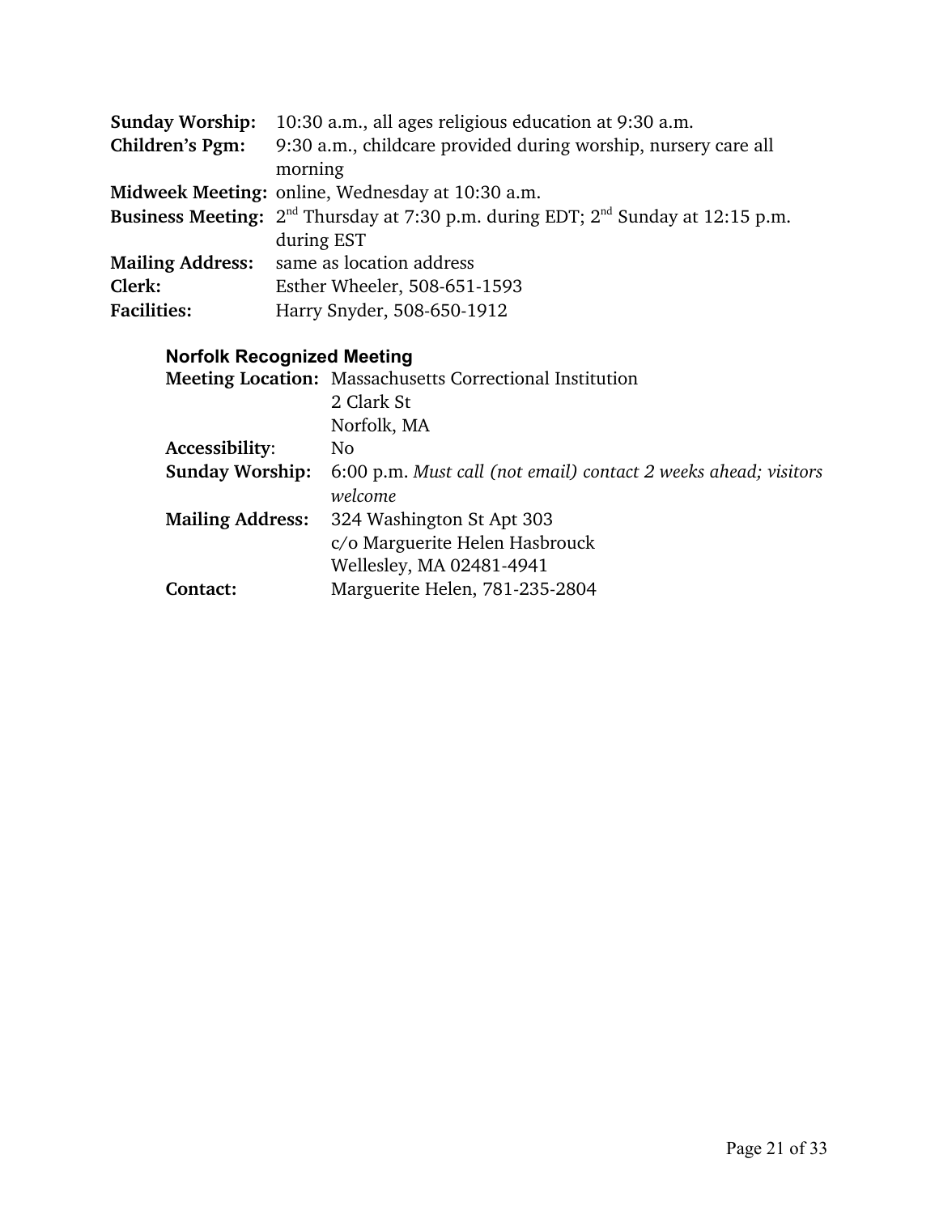**Sunday Worship:** 10:30 a.m., all ages religious education at 9:30 a.m.
**Children's Pgm:** 9:30 a.m., childcare provided during worship, nursery care all morning
**Midweek Meeting:** online, Wednesday at 10:30 a.m.
**Business Meeting:** 2nd Thursday at 7:30 p.m. during EDT; 2nd Sunday at 12:15 p.m. during EST
**Mailing Address:** same as location address
**Clerk:** Esther Wheeler, 508-651-1593
**Facilities:** Harry Snyder, 508-650-1912

### Norfolk Recognized Meeting

**Meeting Location:** Massachusetts Correctional Institution
2 Clark St
Norfolk, MA
**Accessibility:** No
**Sunday Worship:** 6:00 p.m. *Must call (not email) contact 2 weeks ahead; visitors welcome*
**Mailing Address:** 324 Washington St Apt 303
c/o Marguerite Helen Hasbrouck
Wellesley, MA 02481-4941
**Contact:** Marguerite Helen, 781-235-2804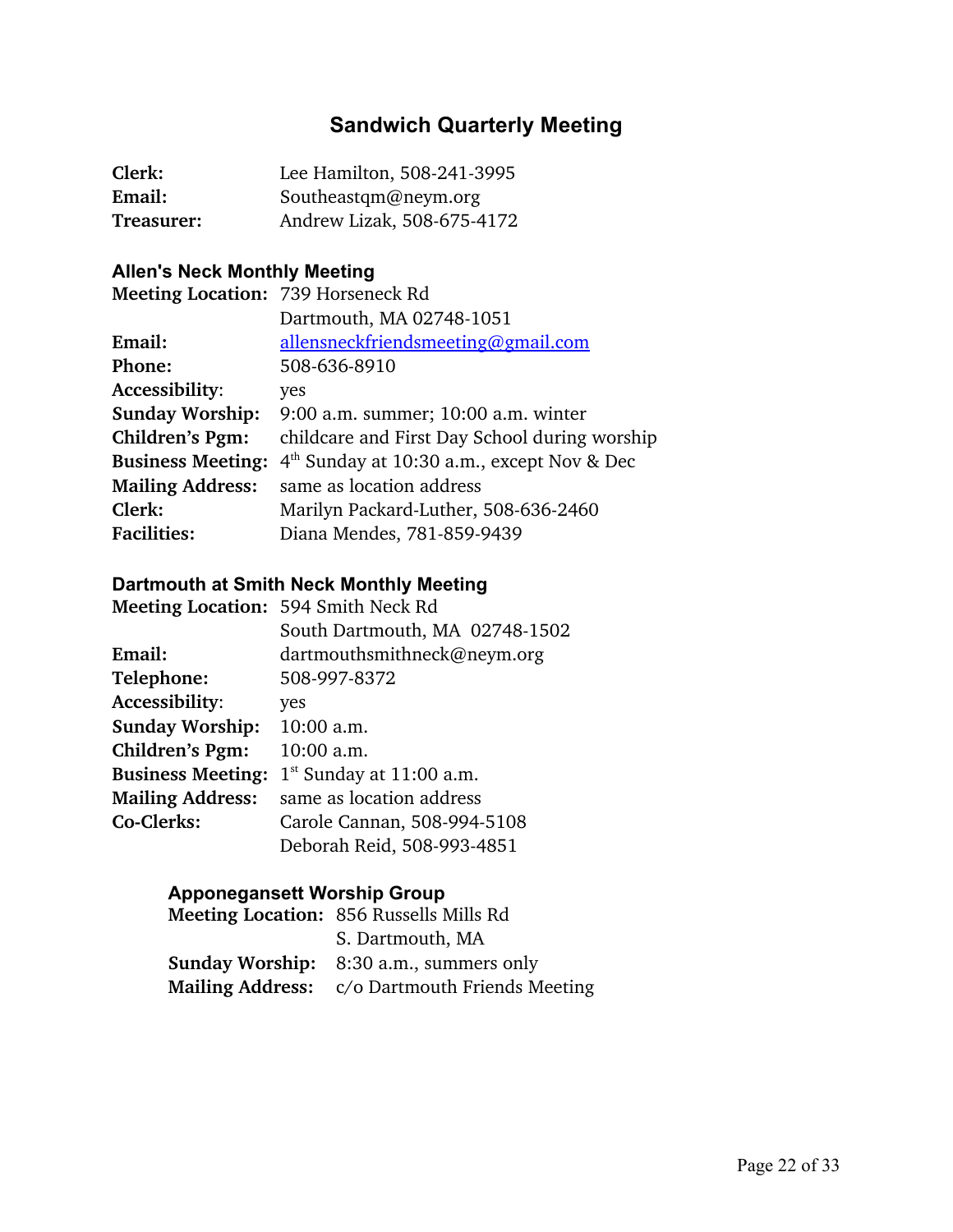## Sandwich Quarterly Meeting

| | |
|---|---|
| **Clerk:** | Lee Hamilton, 508-241-3995 |
| **Email:** | Southeastqm@neym.org |
| **Treasurer:** | Andrew Lizak, 508-675-4172 |

### Allen's Neck Monthly Meeting

| | |
|---|---|
| **Meeting Location:** | 739 Horseneck Rd<br>Dartmouth, MA 02748-1051 |
| **Email:** | allensneckfriendsmeeting@gmail.com |
| **Phone:** | 508-636-8910 |
| **Accessibility:** | yes |
| **Sunday Worship:** | 9:00 a.m. summer; 10:00 a.m. winter |
| **Children's Pgm:** | childcare and First Day School during worship |
| **Business Meeting:** | 4th Sunday at 10:30 a.m., except Nov & Dec |
| **Mailing Address:** | same as location address |
| **Clerk:** | Marilyn Packard-Luther, 508-636-2460 |
| **Facilities:** | Diana Mendes, 781-859-9439 |

### Dartmouth at Smith Neck Monthly Meeting

| | |
|---|---|
| **Meeting Location:** | 594 Smith Neck Rd<br>South Dartmouth, MA 02748-1502 |
| **Email:** | dartmouthsmithneck@neym.org |
| **Telephone:** | 508-997-8372 |
| **Accessibility:** | yes |
| **Sunday Worship:** | 10:00 a.m. |
| **Children's Pgm:** | 10:00 a.m. |
| **Business Meeting:** | 1st Sunday at 11:00 a.m. |
| **Mailing Address:** | same as location address |
| **Co-Clerks:** | Carole Cannan, 508-994-5108<br>Deborah Reid, 508-993-4851 |

#### Apponegansett Worship Group

| | |
|---|---|
| **Meeting Location:** | 856 Russells Mills Rd<br>S. Dartmouth, MA |
| **Sunday Worship:** | 8:30 a.m., summers only |
| **Mailing Address:** | c/o Dartmouth Friends Meeting |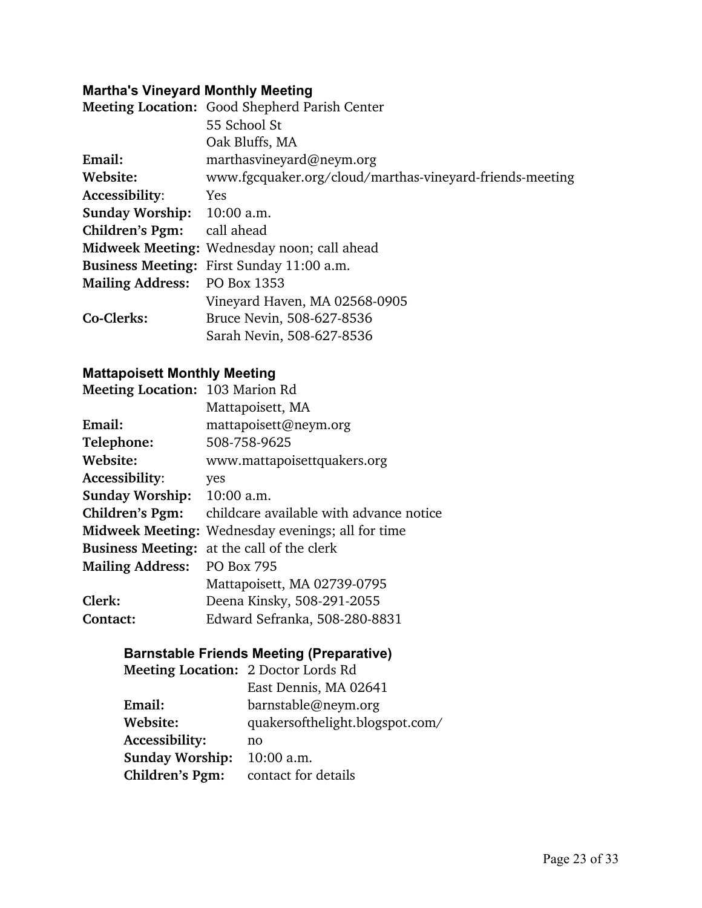### Martha's Vineyard Monthly Meeting

**Meeting Location:** Good Shepherd Parish Center
55 School St
Oak Bluffs, MA
**Email:** marthasvineyard@neym.org
**Website:** www.fgcquaker.org/cloud/marthas-vineyard-friends-meeting
**Accessibility**: Yes
**Sunday Worship:** 10:00 a.m.
**Children's Pgm:** call ahead
**Midweek Meeting:** Wednesday noon; call ahead
**Business Meeting:** First Sunday 11:00 a.m.
**Mailing Address:** PO Box 1353
Vineyard Haven, MA 02568-0905
**Co-Clerks:** Bruce Nevin, 508-627-8536
Sarah Nevin, 508-627-8536

### Mattapoisett Monthly Meeting

**Meeting Location:** 103 Marion Rd
Mattapoisett, MA
**Email:** mattapoisett@neym.org
**Telephone:** 508-758-9625
**Website:** www.mattapoisettquakers.org
**Accessibility**: yes
**Sunday Worship:** 10:00 a.m.
**Children's Pgm:** childcare available with advance notice
**Midweek Meeting:** Wednesday evenings; all for time
**Business Meeting:** at the call of the clerk
**Mailing Address:** PO Box 795
Mattapoisett, MA 02739-0795
**Clerk:** Deena Kinsky, 508-291-2055
**Contact:** Edward Sefranka, 508-280-8831

#### Barnstable Friends Meeting (Preparative)

**Meeting Location:** 2 Doctor Lords Rd
East Dennis, MA 02641
**Email:** barnstable@neym.org
**Website:** quakersofthelight.blogspot.com/
**Accessibility:** no
**Sunday Worship:** 10:00 a.m.
**Children's Pgm:** contact for details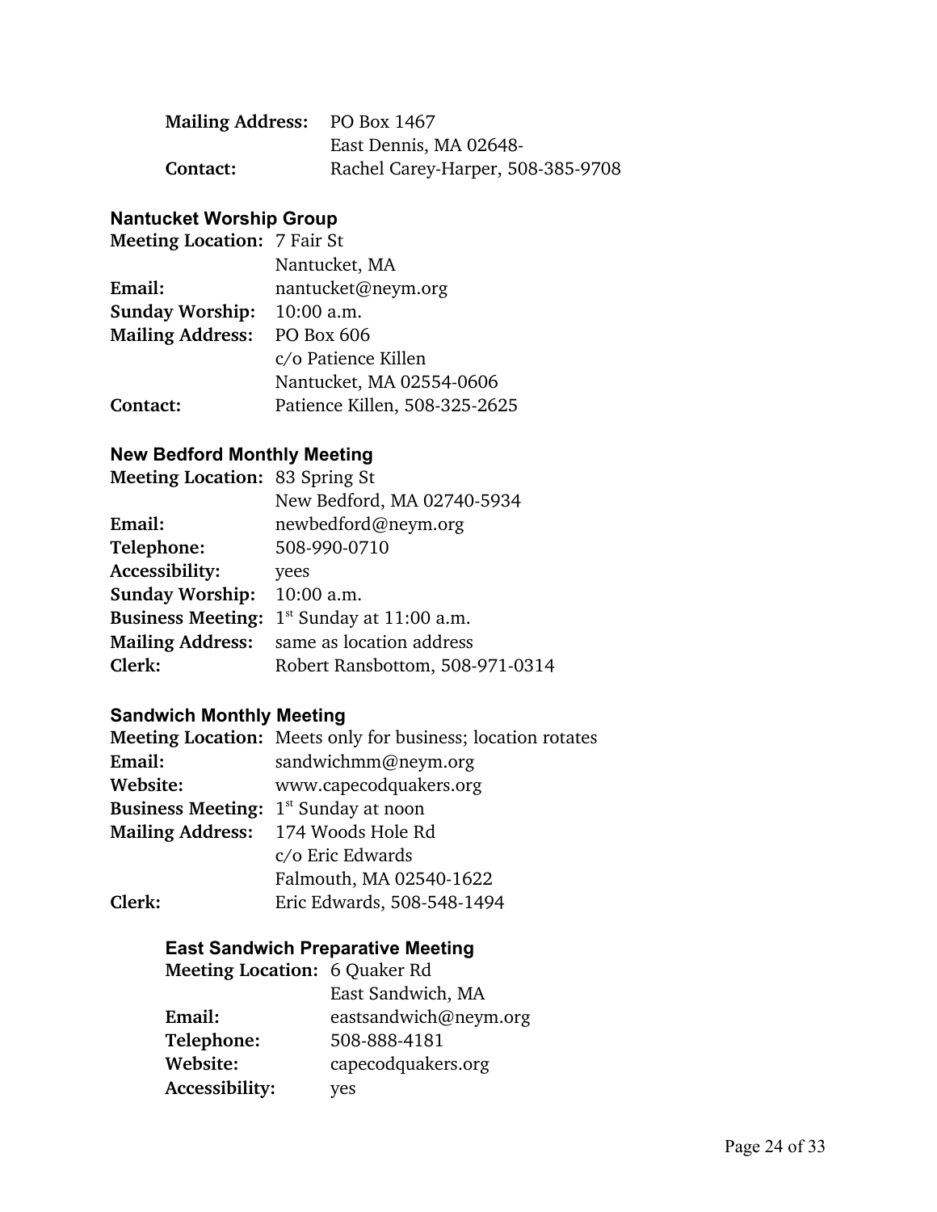**Mailing Address:** PO Box 1467
East Dennis, MA 02648-
**Contact:** Rachel Carey-Harper, 508-385-9708

### Nantucket Worship Group

**Meeting Location:** 7 Fair St
Nantucket, MA
**Email:** nantucket@neym.org
**Sunday Worship:** 10:00 a.m.
**Mailing Address:** PO Box 606
c/o Patience Killen
Nantucket, MA 02554-0606
**Contact:** Patience Killen, 508-325-2625

### New Bedford Monthly Meeting

**Meeting Location:** 83 Spring St
New Bedford, MA 02740-5934
**Email:** newbedford@neym.org
**Telephone:** 508-990-0710
**Accessibility:** yees
**Sunday Worship:** 10:00 a.m.
**Business Meeting:** 1st Sunday at 11:00 a.m.
**Mailing Address:** same as location address
**Clerk:** Robert Ransbottom, 508-971-0314

### Sandwich Monthly Meeting

**Meeting Location:** Meets only for business; location rotates
**Email:** sandwichmm@neym.org
**Website:** www.capecodquakers.org
**Business Meeting:** 1st Sunday at noon
**Mailing Address:** 174 Woods Hole Rd
c/o Eric Edwards
Falmouth, MA 02540-1622
**Clerk:** Eric Edwards, 508-548-1494

#### East Sandwich Preparative Meeting

**Meeting Location:** 6 Quaker Rd
East Sandwich, MA
**Email:** eastsandwich@neym.org
**Telephone:** 508-888-4181
**Website:** capecodquakers.org
**Accessibility:** yes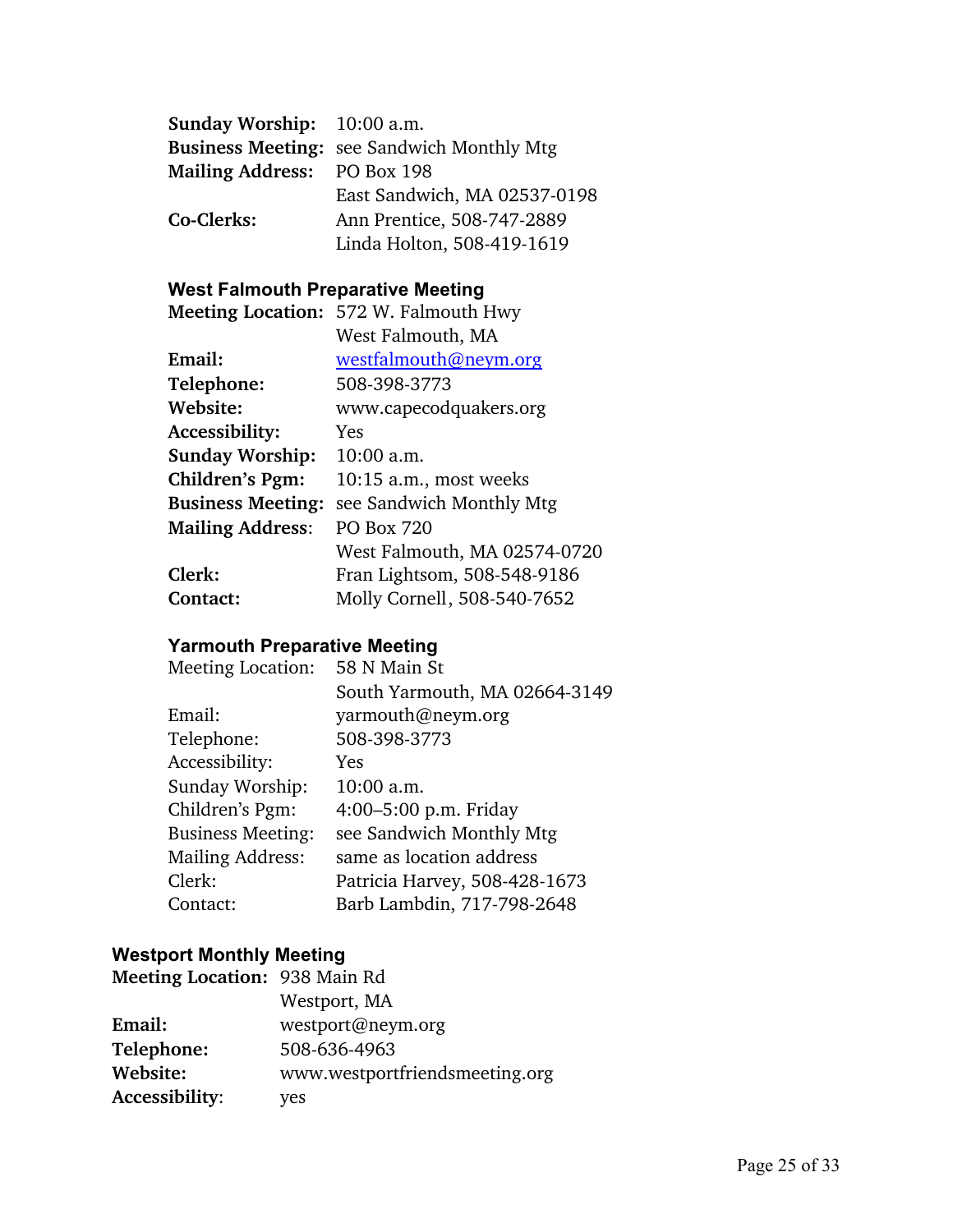**Sunday Worship:** 10:00 a.m.
**Business Meeting:** see Sandwich Monthly Mtg
**Mailing Address:** PO Box 198
East Sandwich, MA 02537-0198
**Co-Clerks:** Ann Prentice, 508-747-2889
Linda Holton, 508-419-1619

### West Falmouth Preparative Meeting

**Meeting Location:** 572 W. Falmouth Hwy
West Falmouth, MA
**Email:** westfalmouth@neym.org
**Telephone:** 508-398-3773
**Website:** www.capecodquakers.org
**Accessibility:** Yes
**Sunday Worship:** 10:00 a.m.
**Children's Pgm:** 10:15 a.m., most weeks
**Business Meeting:** see Sandwich Monthly Mtg
**Mailing Address:** PO Box 720
West Falmouth, MA 02574-0720
**Clerk:** Fran Lightsom, 508-548-9186
**Contact:** Molly Cornell, 508-540-7652

### Yarmouth Preparative Meeting

Meeting Location: 58 N Main St
South Yarmouth, MA 02664-3149
Email: yarmouth@neym.org
Telephone: 508-398-3773
Accessibility: Yes
Sunday Worship: 10:00 a.m.
Children's Pgm: 4:00–5:00 p.m. Friday
Business Meeting: see Sandwich Monthly Mtg
Mailing Address: same as location address
Clerk: Patricia Harvey, 508-428-1673
Contact: Barb Lambdin, 717-798-2648

### Westport Monthly Meeting

**Meeting Location:** 938 Main Rd
Westport, MA
**Email:** westport@neym.org
**Telephone:** 508-636-4963
**Website:** www.westportfriendsmeeting.org
**Accessibility:** yes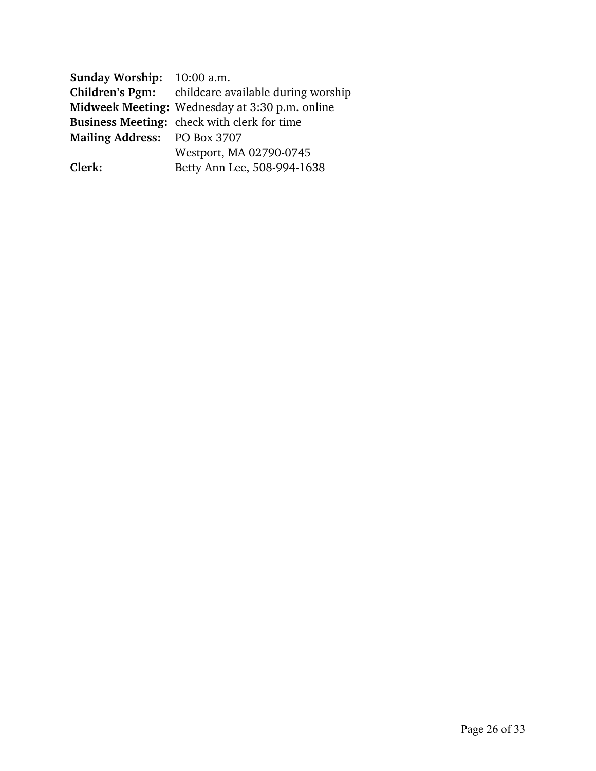**Sunday Worship:** 10:00 a.m.
**Children's Pgm:** childcare available during worship
**Midweek Meeting:** Wednesday at 3:30 p.m. online
**Business Meeting:** check with clerk for time
**Mailing Address:** PO Box 3707
Westport, MA 02790-0745
**Clerk:** Betty Ann Lee, 508-994-1638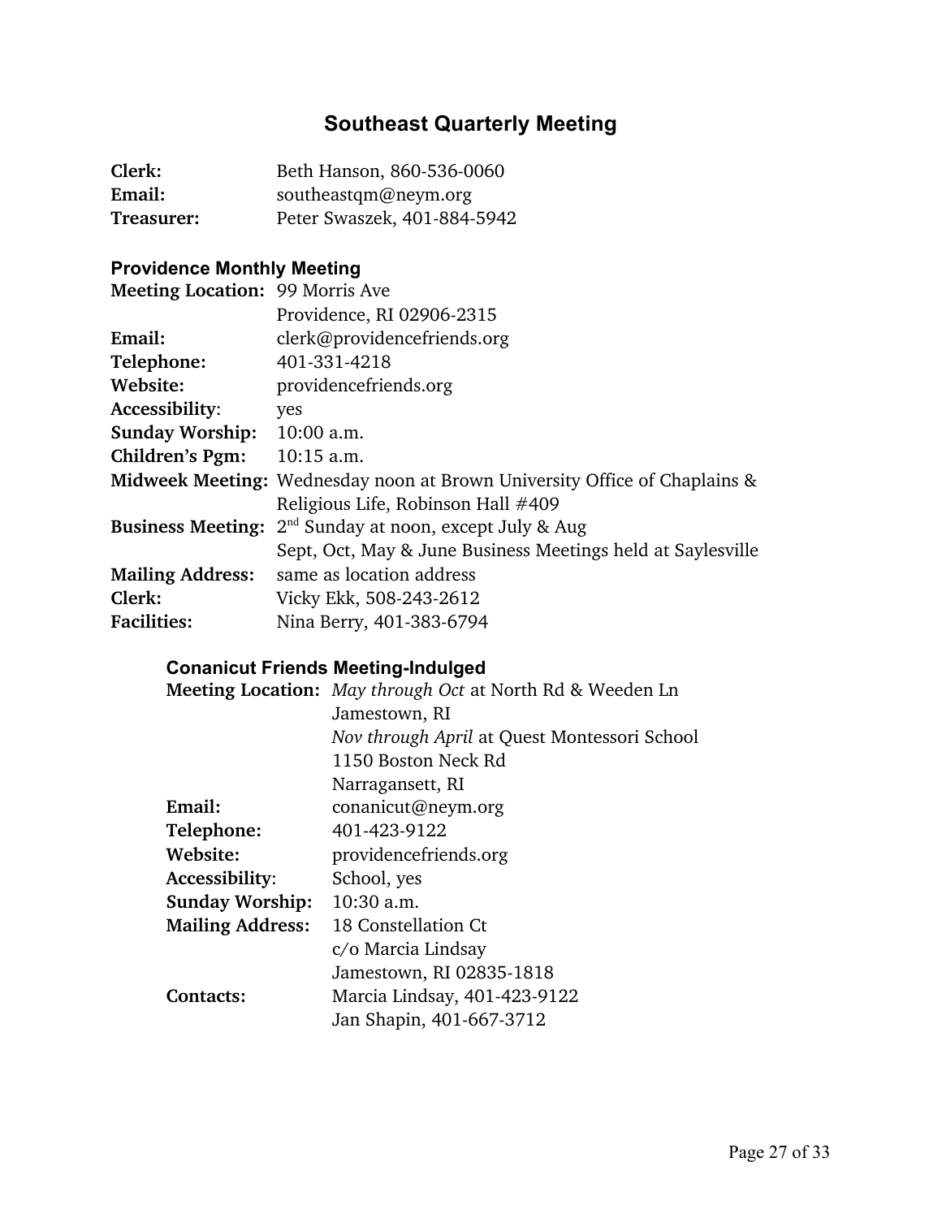# Southeast Quarterly Meeting

**Clerk:** Beth Hanson, 860-536-0060
**Email:** southeastqm@neym.org
**Treasurer:** Peter Swaszek, 401-884-5942

## Providence Monthly Meeting

**Meeting Location:** 99 Morris Ave
Providence, RI 02906-2315
**Email:** clerk@providencefriends.org
**Telephone:** 401-331-4218
**Website:** providencefriends.org
**Accessibility**: yes
**Sunday Worship:** 10:00 a.m.
**Children's Pgm:** 10:15 a.m.
**Midweek Meeting:** Wednesday noon at Brown University Office of Chaplains & Religious Life, Robinson Hall #409
**Business Meeting:** 2nd Sunday at noon, except July & Aug
Sept, Oct, May & June Business Meetings held at Saylesville
**Mailing Address:** same as location address
**Clerk:** Vicky Ekk, 508-243-2612
**Facilities:** Nina Berry, 401-383-6794

### Conanicut Friends Meeting-Indulged

**Meeting Location:** *May through Oct* at North Rd & Weeden Ln
Jamestown, RI
*Nov through April* at Quest Montessori School
1150 Boston Neck Rd
Narragansett, RI
**Email:** conanicut@neym.org
**Telephone:** 401-423-9122
**Website:** providencefriends.org
**Accessibility**: School, yes
**Sunday Worship:** 10:30 a.m.
**Mailing Address:** 18 Constellation Ct
c/o Marcia Lindsay
Jamestown, RI 02835-1818
**Contacts:** Marcia Lindsay, 401-423-9122
Jan Shapin, 401-667-3712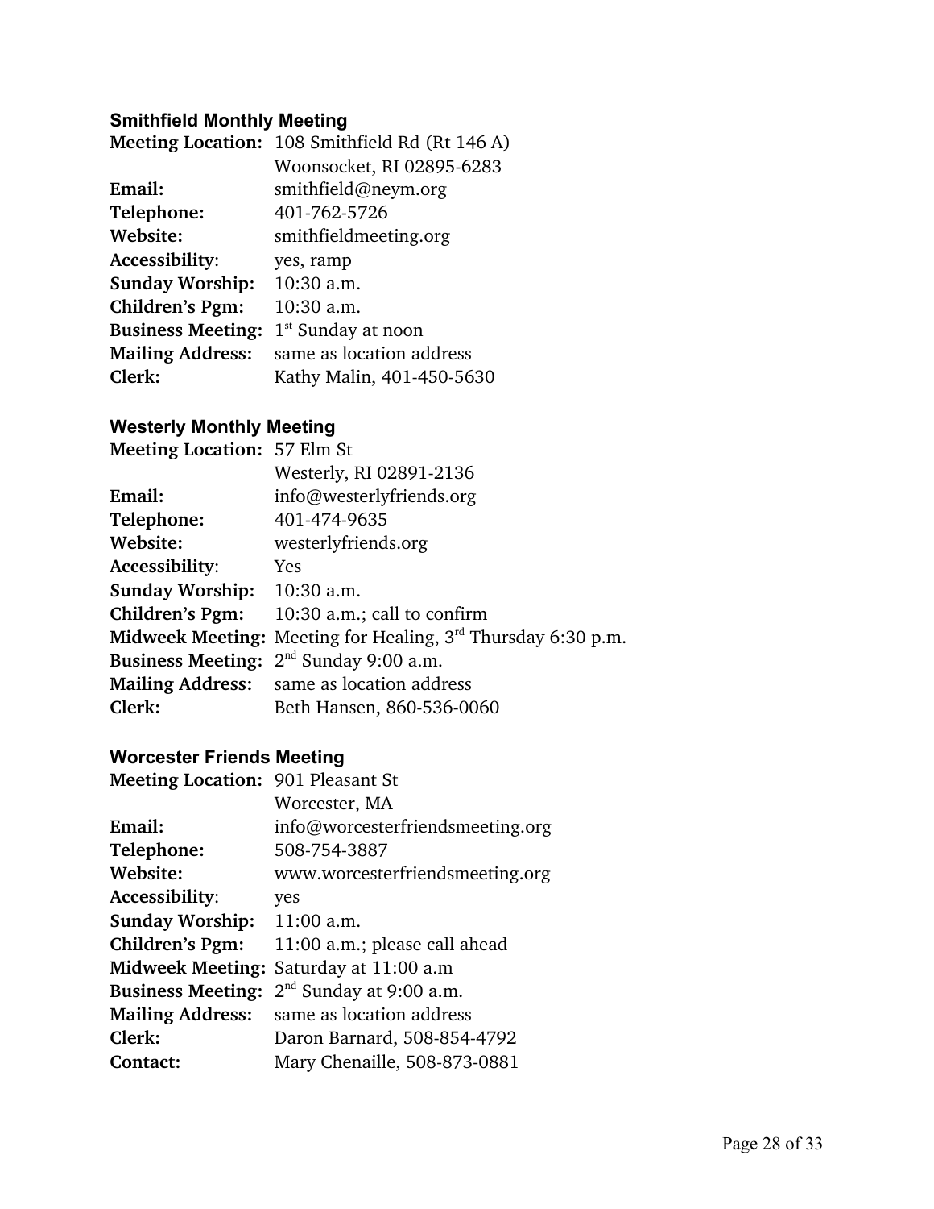### Smithfield Monthly Meeting

**Meeting Location:** 108 Smithfield Rd (Rt 146 A)
Woonsocket, RI 02895-6283
**Email:** smithfield@neym.org
**Telephone:** 401-762-5726
**Website:** smithfieldmeeting.org
**Accessibility**: yes, ramp
**Sunday Worship:** 10:30 a.m.
**Children's Pgm:** 10:30 a.m.
**Business Meeting:** 1st Sunday at noon
**Mailing Address:** same as location address
**Clerk:** Kathy Malin, 401-450-5630

### Westerly Monthly Meeting

**Meeting Location:** 57 Elm St
Westerly, RI 02891-2136
**Email:** info@westerlyfriends.org
**Telephone:** 401-474-9635
**Website:** westerlyfriends.org
**Accessibility**: Yes
**Sunday Worship:** 10:30 a.m.
**Children's Pgm:** 10:30 a.m.; call to confirm
**Midweek Meeting:** Meeting for Healing, 3rd Thursday 6:30 p.m.
**Business Meeting:** 2nd Sunday 9:00 a.m.
**Mailing Address:** same as location address
**Clerk:** Beth Hansen, 860-536-0060

### Worcester Friends Meeting

**Meeting Location:** 901 Pleasant St
Worcester, MA
**Email:** info@worcesterfriendsmeeting.org
**Telephone:** 508-754-3887
**Website:** www.worcesterfriendsmeeting.org
**Accessibility**: yes
**Sunday Worship:** 11:00 a.m.
**Children's Pgm:** 11:00 a.m.; please call ahead
**Midweek Meeting:** Saturday at 11:00 a.m
**Business Meeting:** 2nd Sunday at 9:00 a.m.
**Mailing Address:** same as location address
**Clerk:** Daron Barnard, 508-854-4792
**Contact:** Mary Chenaille, 508-873-0881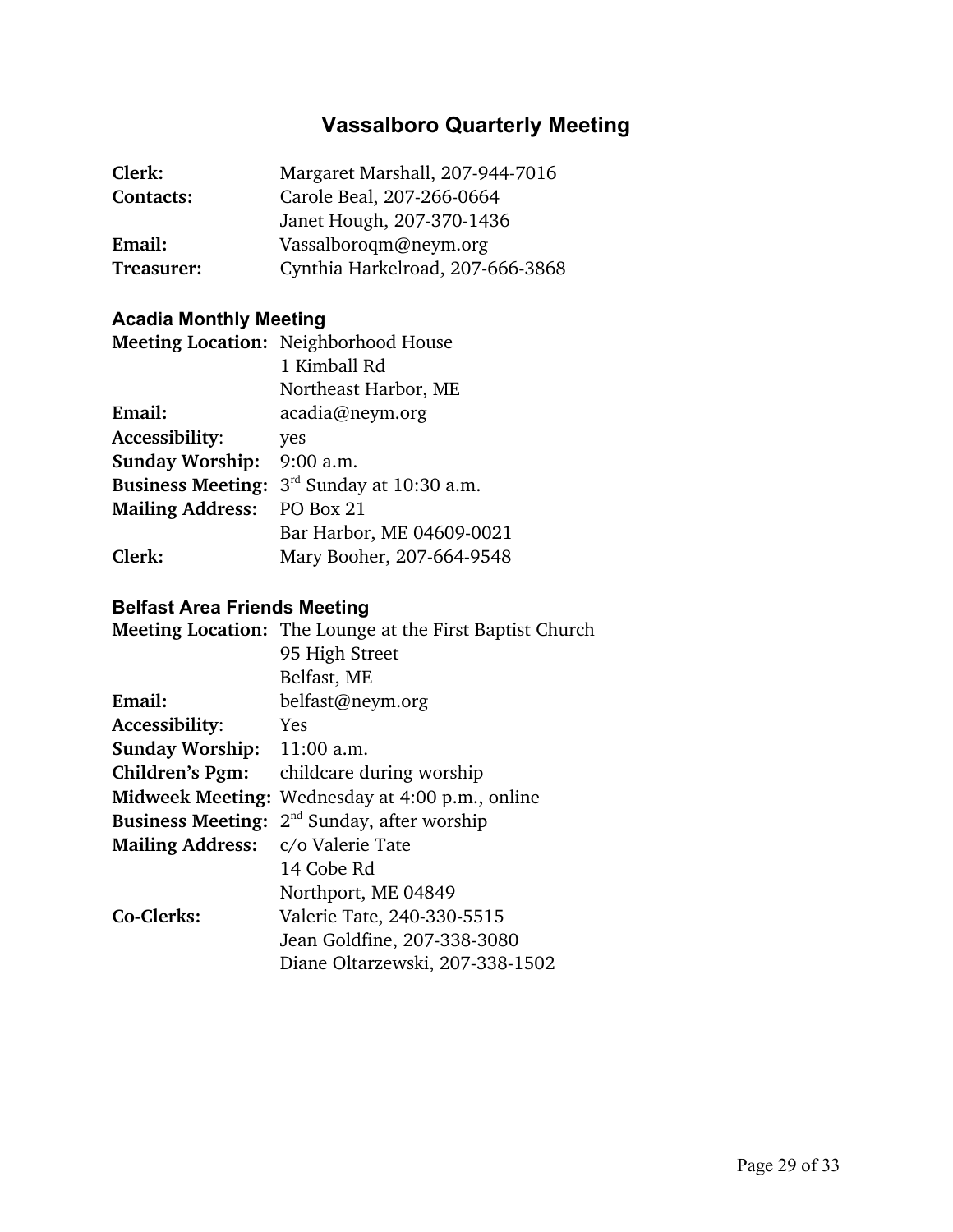# Vassalboro Quarterly Meeting

| | |
|---|---|
| **Clerk:** | Margaret Marshall, 207-944-7016 |
| **Contacts:** | Carole Beal, 207-266-0664 |
| | Janet Hough, 207-370-1436 |
| **Email:** | Vassalboroqm@neym.org |
| **Treasurer:** | Cynthia Harkelroad, 207-666-3868 |

### Acadia Monthly Meeting

| | |
|---|---|
| **Meeting Location:** | Neighborhood House |
| | 1 Kimball Rd |
| | Northeast Harbor, ME |
| **Email:** | acadia@neym.org |
| **Accessibility**: | yes |
| **Sunday Worship:** | 9:00 a.m. |
| **Business Meeting:** | 3rd Sunday at 10:30 a.m. |
| **Mailing Address:** | PO Box 21 |
| | Bar Harbor, ME 04609-0021 |
| **Clerk:** | Mary Booher, 207-664-9548 |

### Belfast Area Friends Meeting

| | |
|---|---|
| **Meeting Location:** | The Lounge at the First Baptist Church |
| | 95 High Street |
| | Belfast, ME |
| **Email:** | belfast@neym.org |
| **Accessibility**: | Yes |
| **Sunday Worship:** | 11:00 a.m. |
| **Children's Pgm:** | childcare during worship |
| **Midweek Meeting:** | Wednesday at 4:00 p.m., online |
| **Business Meeting:** | 2nd Sunday, after worship |
| **Mailing Address:** | c/o Valerie Tate |
| | 14 Cobe Rd |
| | Northport, ME 04849 |
| **Co-Clerks:** | Valerie Tate, 240-330-5515 |
| | Jean Goldfine, 207-338-3080 |
| | Diane Oltarzewski, 207-338-1502 |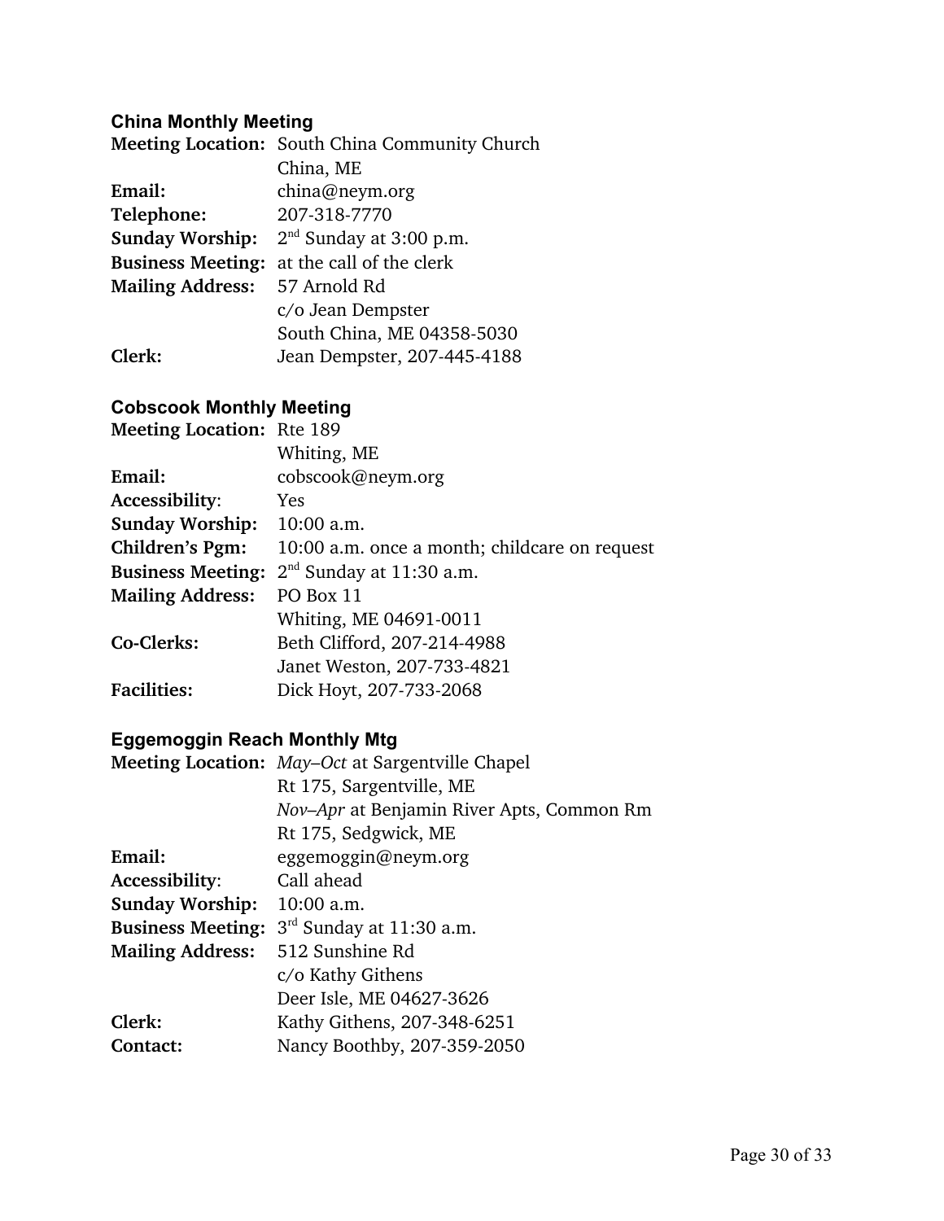### China Monthly Meeting

**Meeting Location:** South China Community Church
China, ME
**Email:** china@neym.org
**Telephone:** 207-318-7770
**Sunday Worship:** 2nd Sunday at 3:00 p.m.
**Business Meeting:** at the call of the clerk
**Mailing Address:** 57 Arnold Rd
c/o Jean Dempster
South China, ME 04358-5030
**Clerk:** Jean Dempster, 207-445-4188

### Cobscook Monthly Meeting

**Meeting Location:** Rte 189
Whiting, ME
**Email:** cobscook@neym.org
**Accessibility**: Yes
**Sunday Worship:** 10:00 a.m.
**Children's Pgm:** 10:00 a.m. once a month; childcare on request
**Business Meeting:** 2nd Sunday at 11:30 a.m.
**Mailing Address:** PO Box 11
Whiting, ME 04691-0011
**Co-Clerks:** Beth Clifford, 207-214-4988
Janet Weston, 207-733-4821
**Facilities:** Dick Hoyt, 207-733-2068

### Eggemoggin Reach Monthly Mtg

**Meeting Location:** *May–Oct* at Sargentville Chapel
Rt 175, Sargentville, ME
*Nov–Apr* at Benjamin River Apts, Common Rm
Rt 175, Sedgwick, ME
**Email:** eggemoggin@neym.org
**Accessibility**: Call ahead
**Sunday Worship:** 10:00 a.m.
**Business Meeting:** 3rd Sunday at 11:30 a.m.
**Mailing Address:** 512 Sunshine Rd
c/o Kathy Githens
Deer Isle, ME 04627-3626
**Clerk:** Kathy Githens, 207-348-6251
**Contact:** Nancy Boothby, 207-359-2050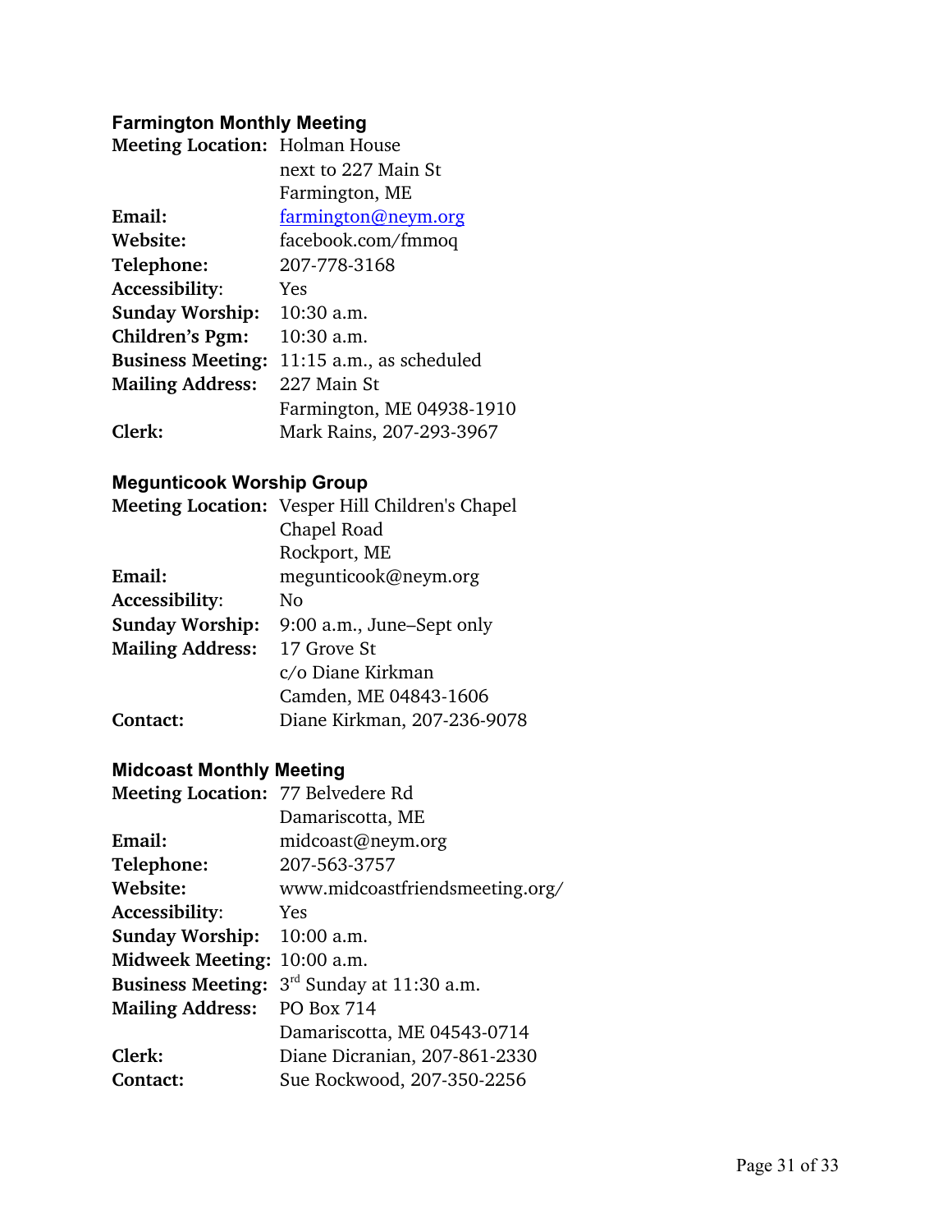### Farmington Monthly Meeting

**Meeting Location:** Holman House
next to 227 Main St
Farmington, ME
**Email:** farmington@neym.org
**Website:** facebook.com/fmmoq
**Telephone:** 207-778-3168
**Accessibility**: Yes
**Sunday Worship:** 10:30 a.m.
**Children's Pgm:** 10:30 a.m.
**Business Meeting:** 11:15 a.m., as scheduled
**Mailing Address:** 227 Main St
Farmington, ME 04938-1910
**Clerk:** Mark Rains, 207-293-3967

### Megunticook Worship Group

**Meeting Location:** Vesper Hill Children's Chapel
Chapel Road
Rockport, ME
**Email:** megunticook@neym.org
**Accessibility**: No
**Sunday Worship:** 9:00 a.m., June–Sept only
**Mailing Address:** 17 Grove St
c/o Diane Kirkman
Camden, ME 04843-1606
**Contact:** Diane Kirkman, 207-236-9078

### Midcoast Monthly Meeting

**Meeting Location:** 77 Belvedere Rd
Damariscotta, ME
**Email:** midcoast@neym.org
**Telephone:** 207-563-3757
**Website:** www.midcoastfriendsmeeting.org/
**Accessibility**: Yes
**Sunday Worship:** 10:00 a.m.
**Midweek Meeting:** 10:00 a.m.
**Business Meeting:** 3rd Sunday at 11:30 a.m.
**Mailing Address:** PO Box 714
Damariscotta, ME 04543-0714
**Clerk:** Diane Dicranian, 207-861-2330
**Contact:** Sue Rockwood, 207-350-2256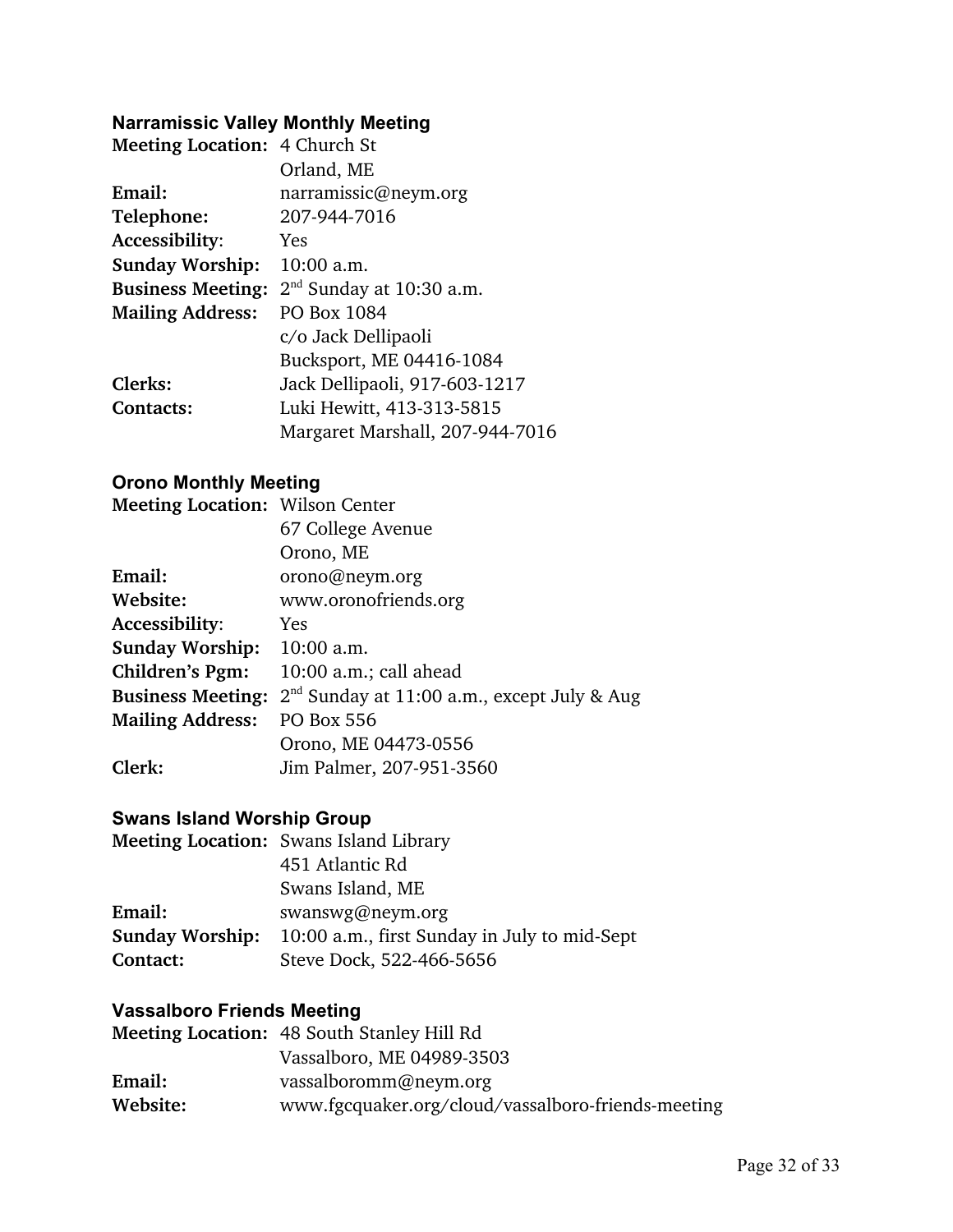### Narramissic Valley Monthly Meeting

**Meeting Location:** 4 Church St
Orland, ME
**Email:** narramissic@neym.org
**Telephone:** 207-944-7016
**Accessibility**: Yes
**Sunday Worship:** 10:00 a.m.
**Business Meeting:** 2nd Sunday at 10:30 a.m.
**Mailing Address:** PO Box 1084
c/o Jack Dellipaoli
Bucksport, ME 04416-1084
**Clerks:** Jack Dellipaoli, 917-603-1217
**Contacts:** Luki Hewitt, 413-313-5815
Margaret Marshall, 207-944-7016

### Orono Monthly Meeting

**Meeting Location:** Wilson Center
67 College Avenue
Orono, ME
**Email:** orono@neym.org
**Website:** www.oronofriends.org
**Accessibility**: Yes
**Sunday Worship:** 10:00 a.m.
**Children's Pgm:** 10:00 a.m.; call ahead
**Business Meeting:** 2nd Sunday at 11:00 a.m., except July & Aug
**Mailing Address:** PO Box 556
Orono, ME 04473-0556
**Clerk:** Jim Palmer, 207-951-3560

### Swans Island Worship Group

**Meeting Location:** Swans Island Library
451 Atlantic Rd
Swans Island, ME
**Email:** swanswg@neym.org
**Sunday Worship:** 10:00 a.m., first Sunday in July to mid-Sept
**Contact:** Steve Dock, 522-466-5656

### Vassalboro Friends Meeting

**Meeting Location:** 48 South Stanley Hill Rd
Vassalboro, ME 04989-3503
**Email:** vassalboromm@neym.org
**Website:** www.fgcquaker.org/cloud/vassalboro-friends-meeting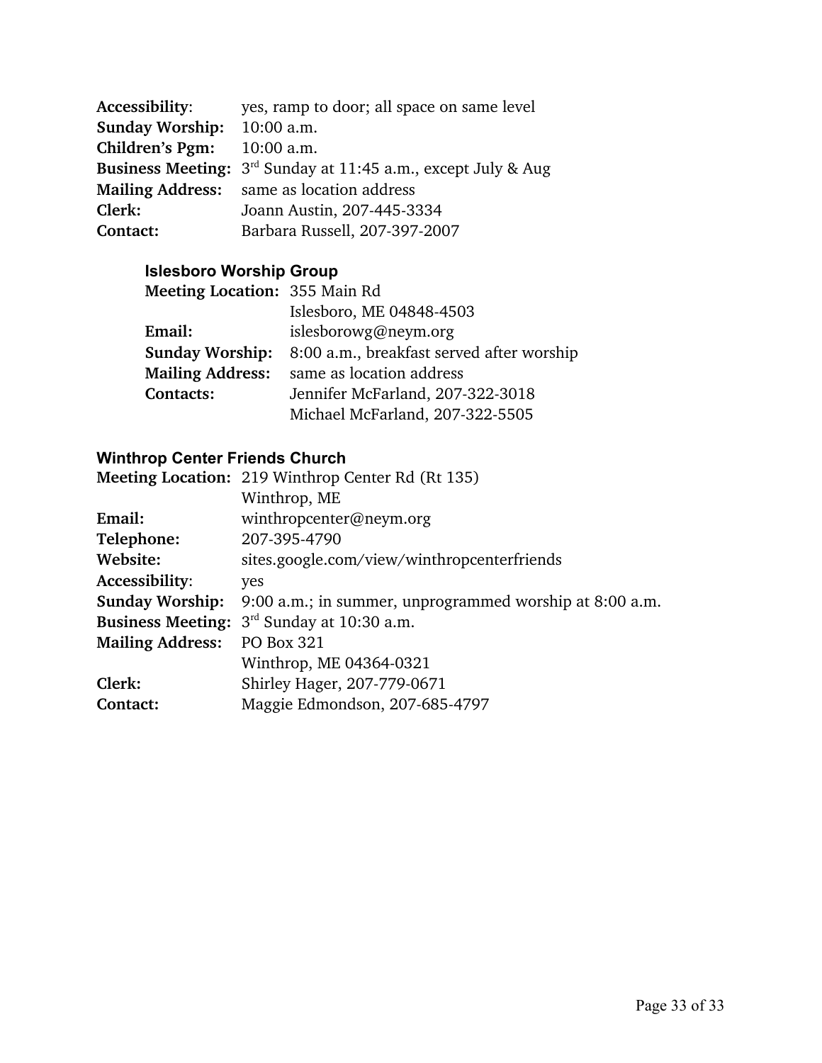**Accessibility**: yes, ramp to door; all space on same level
**Sunday Worship:** 10:00 a.m.
**Children's Pgm:** 10:00 a.m.
**Business Meeting:** 3rd Sunday at 11:45 a.m., except July & Aug
**Mailing Address:** same as location address
**Clerk:** Joann Austin, 207-445-3334
**Contact:** Barbara Russell, 207-397-2007

### Islesboro Worship Group

**Meeting Location:** 355 Main Rd
Islesboro, ME 04848-4503
**Email:** islesborowg@neym.org
**Sunday Worship:** 8:00 a.m., breakfast served after worship
**Mailing Address:** same as location address
**Contacts:** Jennifer McFarland, 207-322-3018
Michael McFarland, 207-322-5505

## Winthrop Center Friends Church

**Meeting Location:** 219 Winthrop Center Rd (Rt 135)
Winthrop, ME
**Email:** winthropcenter@neym.org
**Telephone:** 207-395-4790
**Website:** sites.google.com/view/winthropcenterfriends
**Accessibility**: yes
**Sunday Worship:** 9:00 a.m.; in summer, unprogrammed worship at 8:00 a.m.
**Business Meeting:** 3rd Sunday at 10:30 a.m.
**Mailing Address:** PO Box 321
Winthrop, ME 04364-0321
**Clerk:** Shirley Hager, 207-779-0671
**Contact:** Maggie Edmondson, 207-685-4797